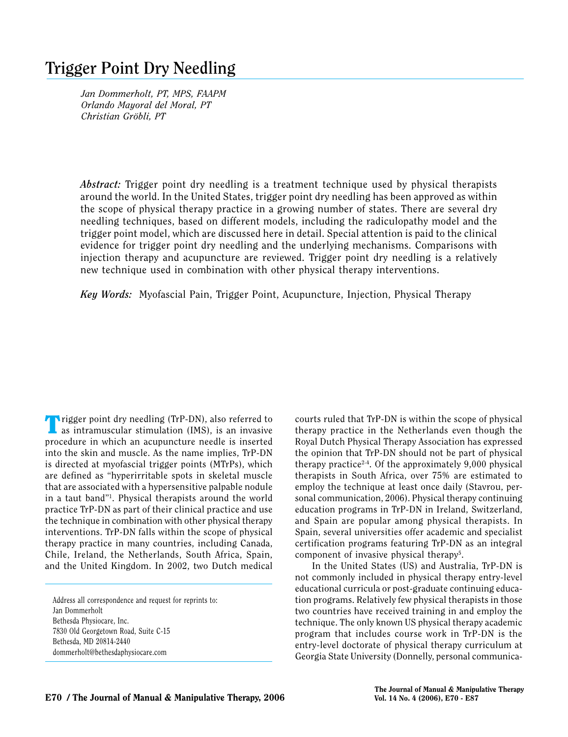# Trigger Point Dry Needling

*Jan Dommerholt, PT, MPS, FAAPM*
*Orlando Mayoral del Moral, PT*
*Christian Gröbli, PT*

***Abstract:*** Trigger point dry needling is a treatment technique used by physical therapists around the world. In the United States, trigger point dry needling has been approved as within the scope of physical therapy practice in a growing number of states. There are several dry needling techniques, based on different models, including the radiculopathy model and the trigger point model, which are discussed here in detail. Special attention is paid to the clinical evidence for trigger point dry needling and the underlying mechanisms. Comparisons with injection therapy and acupuncture are reviewed. Trigger point dry needling is a relatively new technique used in combination with other physical therapy interventions.

***Key Words:*** Myofascial Pain, Trigger Point, Acupuncture, Injection, Physical Therapy

Trigger point dry needling (TrP-DN), also referred to as intramuscular stimulation (IMS), is an invasive procedure in which an acupuncture needle is inserted into the skin and muscle. As the name implies, TrP-DN is directed at myofascial trigger points (MTrPs), which are defined as "hyperirritable spots in skeletal muscle that are associated with a hypersensitive palpable nodule in a taut band"[1]. Physical therapists around the world practice TrP-DN as part of their clinical practice and use the technique in combination with other physical therapy interventions. TrP-DN falls within the scope of physical therapy practice in many countries, including Canada, Chile, Ireland, the Netherlands, South Africa, Spain, and the United Kingdom. In 2002, two Dutch medical courts ruled that TrP-DN is within the scope of physical therapy practice in the Netherlands even though the Royal Dutch Physical Therapy Association has expressed the opinion that TrP-DN should not be part of physical therapy practice[2-4]. Of the approximately 9,000 physical therapists in South Africa, over 75% are estimated to employ the technique at least once daily (Stavrou, personal communication, 2006). Physical therapy continuing education programs in TrP-DN in Ireland, Switzerland, and Spain are popular among physical therapists. In Spain, several universities offer academic and specialist certification programs featuring TrP-DN as an integral component of invasive physical therapy[5].

In the United States (US) and Australia, TrP-DN is not commonly included in physical therapy entry-level educational curricula or post-graduate continuing education programs. Relatively few physical therapists in those two countries have received training in and employ the technique. The only known US physical therapy academic program that includes course work in TrP-DN is the entry-level doctorate of physical therapy curriculum at Georgia State University (Donnelly, personal communica-

Address all correspondence and request for reprints to:
Jan Dommerholt
Bethesda Physiocare, Inc.
7830 Old Georgetown Road, Suite C-15
Bethesda, MD 20814-2440
dommerholt@bethesdaphysiocare.com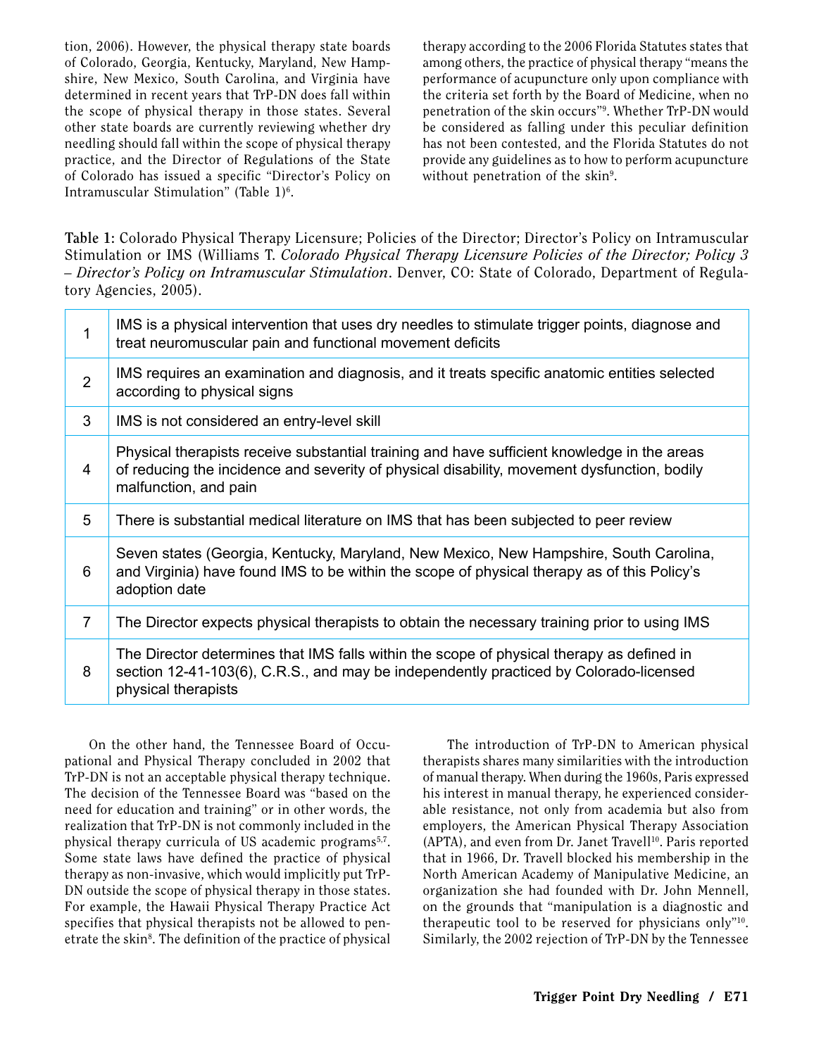tion, 2006). However, the physical therapy state boards of Colorado, Georgia, Kentucky, Maryland, New Hampshire, New Mexico, South Carolina, and Virginia have determined in recent years that TrP-DN does fall within the scope of physical therapy in those states. Several other state boards are currently reviewing whether dry needling should fall within the scope of physical therapy practice, and the Director of Regulations of the State of Colorado has issued a specific "Director's Policy on Intramuscular Stimulation" (Table 1)[6].

The definition of the practice of physical therapy according to the 2006 Florida Statutes states that among others, the practice of physical therapy "means the performance of acupuncture only upon compliance with the criteria set forth by the Board of Medicine, when no penetration of the skin occurs"[9]. Whether TrP-DN would be considered as falling under this peculiar definition has not been contested, and the Florida Statutes do not provide any guidelines as to how to perform acupuncture without penetration of the skin[9].

**Table 1:** Colorado Physical Therapy Licensure; Policies of the Director; Director's Policy on Intramuscular Stimulation or IMS (Williams T. *Colorado Physical Therapy Licensure Policies of the Director; Policy 3 – Director's Policy on Intramuscular Stimulation*. Denver, CO: State of Colorado, Department of Regulatory Agencies, 2005).

| | |
|---|---|
| 1 | IMS is a physical intervention that uses dry needles to stimulate trigger points, diagnose and treat neuromuscular pain and functional movement deficits |
| 2 | IMS requires an examination and diagnosis, and it treats specific anatomic entities selected according to physical signs |
| 3 | IMS is not considered an entry-level skill |
| 4 | Physical therapists receive substantial training and have sufficient knowledge in the areas of reducing the incidence and severity of physical disability, movement dysfunction, bodily malfunction, and pain |
| 5 | There is substantial medical literature on IMS that has been subjected to peer review |
| 6 | Seven states (Georgia, Kentucky, Maryland, New Mexico, New Hampshire, South Carolina, and Virginia) have found IMS to be within the scope of physical therapy as of this Policy's adoption date |
| 7 | The Director expects physical therapists to obtain the necessary training prior to using IMS |
| 8 | The Director determines that IMS falls within the scope of physical therapy as defined in section 12-41-103(6), C.R.S., and may be independently practiced by Colorado-licensed physical therapists |

On the other hand, the Tennessee Board of Occupational and Physical Therapy concluded in 2002 that TrP-DN is not an acceptable physical therapy technique. The decision of the Tennessee Board was "based on the need for education and training" or in other words, the realization that TrP-DN is not commonly included in the physical therapy curricula of US academic programs[5,7]. Some state laws have defined the practice of physical therapy as non-invasive, which would implicitly put TrP-DN outside the scope of physical therapy in those states. For example, the Hawaii Physical Therapy Practice Act specifies that physical therapists not be allowed to penetrate the skin[8].

The introduction of TrP-DN to American physical therapists shares many similarities with the introduction of manual therapy. When during the 1960s, Paris expressed his interest in manual therapy, he experienced considerable resistance, not only from academia but also from employers, the American Physical Therapy Association (APTA), and even from Dr. Janet Travell[10]. Paris reported that in 1966, Dr. Travell blocked his membership in the North American Academy of Manipulative Medicine, an organization she had founded with Dr. John Mennell, on the grounds that "manipulation is a diagnostic and therapeutic tool to be reserved for physicians only"[10]. Similarly, the 2002 rejection of TrP-DN by the Tennessee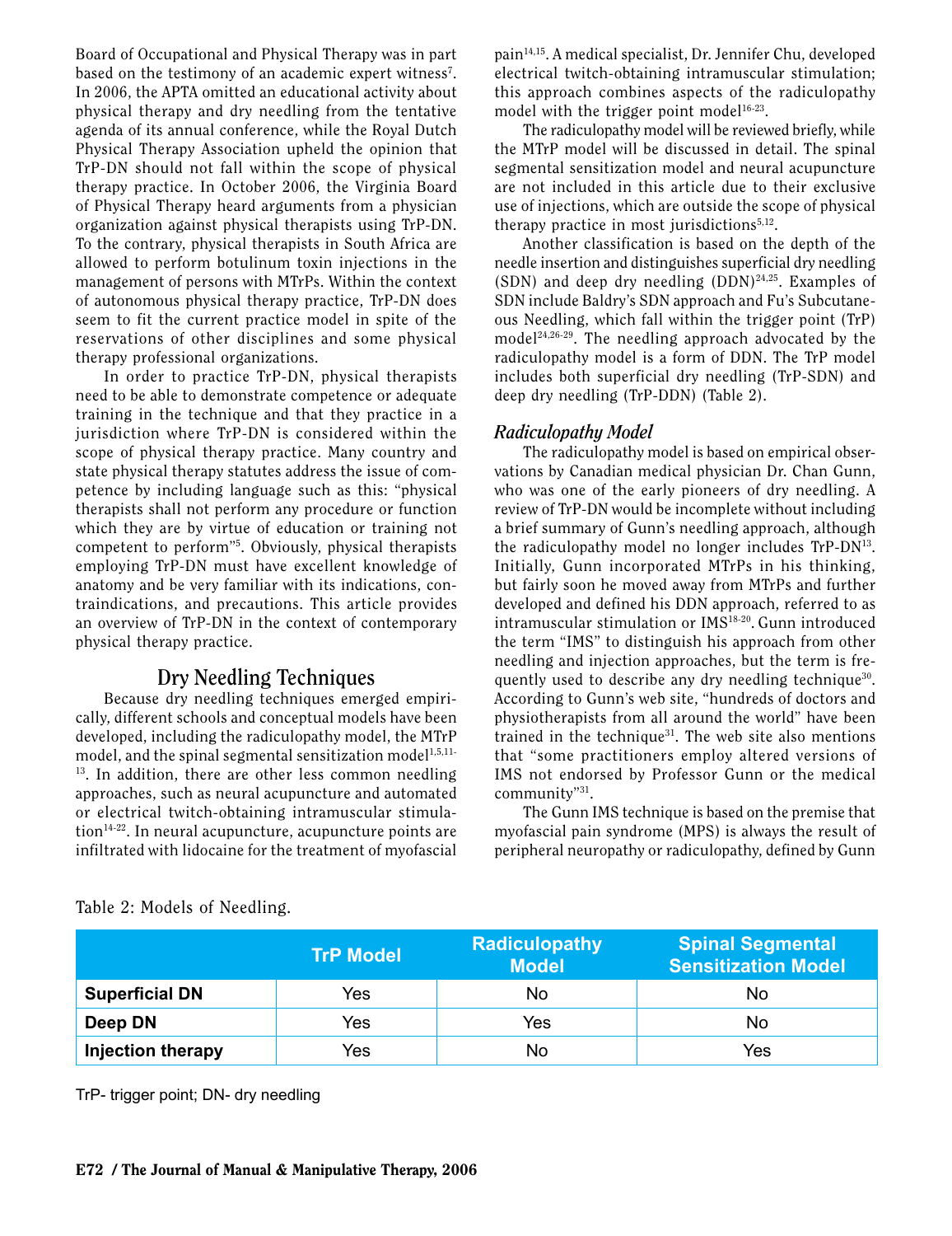Board of Occupational and Physical Therapy was in part based on the testimony of an academic expert witness[7]. In 2006, the APTA omitted an educational activity about physical therapy and dry needling from the tentative agenda of its annual conference, while the Royal Dutch Physical Therapy Association upheld the opinion that TrP-DN should not fall within the scope of physical therapy practice. In October 2006, the Virginia Board of Physical Therapy heard arguments from a physician organization against physical therapists using TrP-DN. To the contrary, physical therapists in South Africa are allowed to perform botulinum toxin injections in the management of persons with MTrPs. Within the context of autonomous physical therapy practice, TrP-DN does seem to fit the current practice model in spite of the reservations of other disciplines and some physical therapy professional organizations.

In order to practice TrP-DN, physical therapists need to be able to demonstrate competence or adequate training in the technique and that they practice in a jurisdiction where TrP-DN is considered within the scope of physical therapy practice. Many country and state physical therapy statutes address the issue of competence by including language such as this: "physical therapists shall not perform any procedure or function which they are by virtue of education or training not competent to perform"[5]. Obviously, physical therapists employing TrP-DN must have excellent knowledge of anatomy and be very familiar with its indications, contraindications, and precautions. This article provides an overview of TrP-DN in the context of contemporary physical therapy practice.

## Dry Needling Techniques

Because dry needling techniques emerged empirically, different schools and conceptual models have been developed, including the radiculopathy model, the MTrP model, and the spinal segmental sensitization model[1,5,11-13]. In addition, there are other less common needling approaches, such as neural acupuncture and automated or electrical twitch-obtaining intramuscular stimulation[14-22]. In neural acupuncture, acupuncture points are infiltrated with lidocaine for the treatment of myofascial pain[14,15]. A medical specialist, Dr. Jennifer Chu, developed electrical twitch-obtaining intramuscular stimulation; this approach combines aspects of the radiculopathy model with the trigger point model[16-23].

The radiculopathy model will be reviewed briefly, while the MTrP model will be discussed in detail. The spinal segmental sensitization model and neural acupuncture are not included in this article due to their exclusive use of injections, which are outside the scope of physical therapy practice in most jurisdictions[5,12].

Another classification is based on the depth of the needle insertion and distinguishes superficial dry needling (SDN) and deep dry needling (DDN)[24,25]. Examples of SDN include Baldry's SDN approach and Fu's Subcutaneous Needling, which fall within the trigger point (TrP) model[24,26-29]. The needling approach advocated by the radiculopathy model is a form of DDN. The TrP model includes both superficial dry needling (TrP-SDN) and deep dry needling (TrP-DDN) (Table 2).

### *Radiculopathy Model*

The radiculopathy model is based on empirical observations by Canadian medical physician Dr. Chan Gunn, who was one of the early pioneers of dry needling. A review of TrP-DN would be incomplete without including a brief summary of Gunn's needling approach, although the radiculopathy model no longer includes TrP-DN[13]. Initially, Gunn incorporated MTrPs in his thinking, but fairly soon he moved away from MTrPs and further developed and defined his DDN approach, referred to as intramuscular stimulation or IMS[18-20]. Gunn introduced the term "IMS" to distinguish his approach from other needling and injection approaches, but the term is frequently used to describe any dry needling technique[30]. According to Gunn's web site, "hundreds of doctors and physiotherapists from all around the world" have been trained in the technique[31]. The web site also mentions that "some practitioners employ altered versions of IMS not endorsed by Professor Gunn or the medical community"[31].

The Gunn IMS technique is based on the premise that myofascial pain syndrome (MPS) is always the result of peripheral neuropathy or radiculopathy, defined by Gunn

Table 2: Models of Needling.

| | TrP Model | Radiculopathy Model | Spinal Segmental Sensitization Model |
|---|---|---|---|
| **Superficial DN** | Yes | No | No |
| **Deep DN** | Yes | Yes | No |
| **Injection therapy** | Yes | No | Yes |

TrP- trigger point; DN- dry needling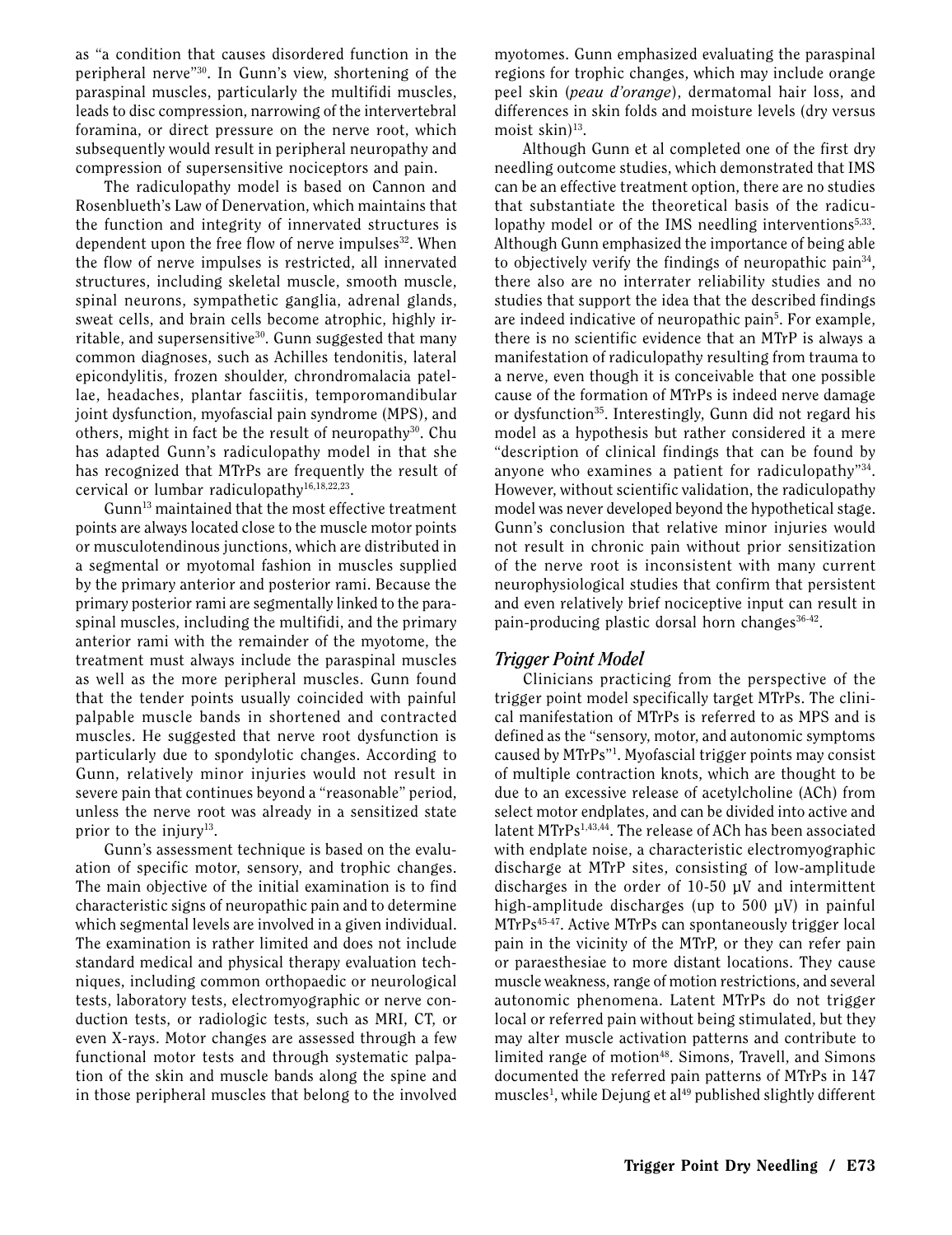as "a condition that causes disordered function in the peripheral nerve"[30]. In Gunn's view, shortening of the paraspinal muscles, particularly the multifidi muscles, leads to disc compression, narrowing of the intervertebral foramina, or direct pressure on the nerve root, which subsequently would result in peripheral neuropathy and compression of supersensitive nociceptors and pain.

The radiculopathy model is based on Cannon and Rosenblueth's Law of Denervation, which maintains that the function and integrity of innervated structures is dependent upon the free flow of nerve impulses[32]. When the flow of nerve impulses is restricted, all innervated structures, including skeletal muscle, smooth muscle, spinal neurons, sympathetic ganglia, adrenal glands, sweat cells, and brain cells become atrophic, highly irritable, and supersensitive[30]. Gunn suggested that many common diagnoses, such as Achilles tendonitis, lateral epicondylitis, frozen shoulder, chrondromalacia patellae, headaches, plantar fasciitis, temporomandibular joint dysfunction, myofascial pain syndrome (MPS), and others, might in fact be the result of neuropathy[30]. Chu has adapted Gunn's radiculopathy model in that she has recognized that MTrPs are frequently the result of cervical or lumbar radiculopathy[16,18,22,23].

Gunn[13] maintained that the most effective treatment points are always located close to the muscle motor points or musculotendinous junctions, which are distributed in a segmental or myotomal fashion in muscles supplied by the primary anterior and posterior rami. Because the primary posterior rami are segmentally linked to the paraspinal muscles, including the multifidi, and the primary anterior rami with the remainder of the myotome, the treatment must always include the paraspinal muscles as well as the more peripheral muscles. Gunn found that the tender points usually coincided with painful palpable muscle bands in shortened and contracted muscles. He suggested that nerve root dysfunction is particularly due to spondylotic changes. According to Gunn, relatively minor injuries would not result in severe pain that continues beyond a "reasonable" period, unless the nerve root was already in a sensitized state prior to the injury[13].

Gunn's assessment technique is based on the evaluation of specific motor, sensory, and trophic changes. The main objective of the initial examination is to find characteristic signs of neuropathic pain and to determine which segmental levels are involved in a given individual. The examination is rather limited and does not include standard medical and physical therapy evaluation techniques, including common orthopaedic or neurological tests, laboratory tests, electromyographic or nerve conduction tests, or radiologic tests, such as MRI, CT, or even X-rays. Motor changes are assessed through a few functional motor tests and through systematic palpation of the skin and muscle bands along the spine and in those peripheral muscles that belong to the involved myotomes. Gunn emphasized evaluating the paraspinal regions for trophic changes, which may include orange peel skin (*peau d'orange*), dermatomal hair loss, and differences in skin folds and moisture levels (dry versus moist skin)[13].

Although Gunn et al completed one of the first dry needling outcome studies, which demonstrated that IMS can be an effective treatment option, there are no studies that substantiate the theoretical basis of the radiculopathy model or of the IMS needling interventions[5,33]. Although Gunn emphasized the importance of being able to objectively verify the findings of neuropathic pain[34], there also are no interrater reliability studies and no studies that support the idea that the described findings are indeed indicative of neuropathic pain[5]. For example, there is no scientific evidence that an MTrP is always a manifestation of radiculopathy resulting from trauma to a nerve, even though it is conceivable that one possible cause of the formation of MTrPs is indeed nerve damage or dysfunction[35]. Interestingly, Gunn did not regard his model as a hypothesis but rather considered it a mere "description of clinical findings that can be found by anyone who examines a patient for radiculopathy"[34]. However, without scientific validation, the radiculopathy model was never developed beyond the hypothetical stage. Gunn's conclusion that relative minor injuries would not result in chronic pain without prior sensitization of the nerve root is inconsistent with many current neurophysiological studies that confirm that persistent and even relatively brief nociceptive input can result in pain-producing plastic dorsal horn changes[36-42].

### *Trigger Point Model*

Clinicians practicing from the perspective of the trigger point model specifically target MTrPs. The clinical manifestation of MTrPs is referred to as MPS and is defined as the "sensory, motor, and autonomic symptoms caused by MTrPs"[1]. Myofascial trigger points may consist of multiple contraction knots, which are thought to be due to an excessive release of acetylcholine (ACh) from select motor endplates, and can be divided into active and latent MTrPs[1,43,44]. The release of ACh has been associated with endplate noise, a characteristic electromyographic discharge at MTrP sites, consisting of low-amplitude discharges in the order of 10-50 µV and intermittent high-amplitude discharges (up to 500 µV) in painful MTrPs[45-47]. Active MTrPs can spontaneously trigger local pain in the vicinity of the MTrP, or they can refer pain or paraesthesiae to more distant locations. They cause muscle weakness, range of motion restrictions, and several autonomic phenomena. Latent MTrPs do not trigger local or referred pain without being stimulated, but they may alter muscle activation patterns and contribute to limited range of motion[48]. Simons, Travell, and Simons documented the referred pain patterns of MTrPs in 147 muscles[1], while Dejung et al[49] published slightly different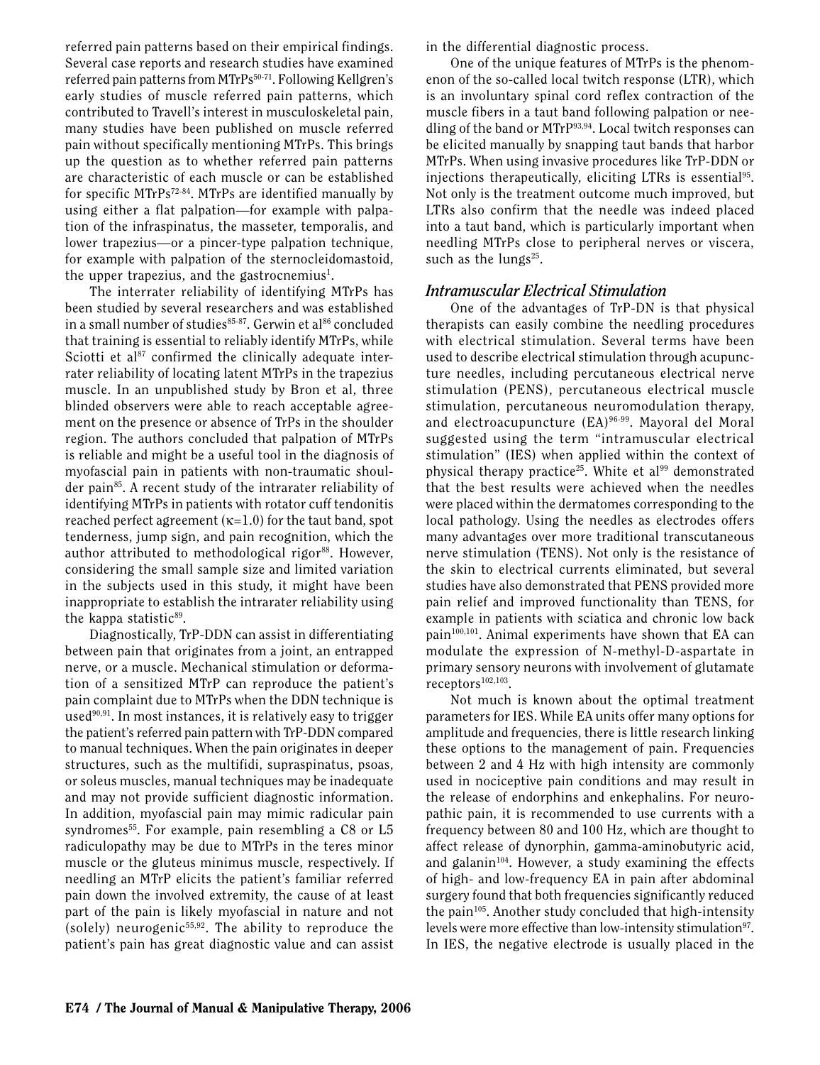referred pain patterns based on their empirical findings. Several case reports and research studies have examined referred pain patterns from MTrPs[50-71]. Following Kellgren's early studies of muscle referred pain patterns, which contributed to Travell's interest in musculoskeletal pain, many studies have been published on muscle referred pain without specifically mentioning MTrPs. This brings up the question as to whether referred pain patterns are characteristic of each muscle or can be established for specific MTrPs[72-84]. MTrPs are identified manually by using either a flat palpation—for example with palpation of the infraspinatus, the masseter, temporalis, and lower trapezius—or a pincer-type palpation technique, for example with palpation of the sternocleidomastoid, the upper trapezius, and the gastrocnemius[1].

The interrater reliability of identifying MTrPs has been studied by several researchers and was established in a small number of studies[85-87]. Gerwin et al[86] concluded that training is essential to reliably identify MTrPs, while Sciotti et al[87] confirmed the clinically adequate interrater reliability of locating latent MTrPs in the trapezius muscle. In an unpublished study by Bron et al, three blinded observers were able to reach acceptable agreement on the presence or absence of TrPs in the shoulder region. The authors concluded that palpation of MTrPs is reliable and might be a useful tool in the diagnosis of myofascial pain in patients with non-traumatic shoulder pain[85]. A recent study of the intrarater reliability of identifying MTrPs in patients with rotator cuff tendonitis reached perfect agreement ($\kappa$=1.0) for the taut band, spot tenderness, jump sign, and pain recognition, which the author attributed to methodological rigor[88]. However, considering the small sample size and limited variation in the subjects used in this study, it might have been inappropriate to establish the intrarater reliability using the kappa statistic[89].

Diagnostically, TrP-DDN can assist in differentiating between pain that originates from a joint, an entrapped nerve, or a muscle. Mechanical stimulation or deformation of a sensitized MTrP can reproduce the patient's pain complaint due to MTrPs when the DDN technique is used[90,91]. In most instances, it is relatively easy to trigger the patient's referred pain pattern with TrP-DDN compared to manual techniques. When the pain originates in deeper structures, such as the multifidi, supraspinatus, psoas, or soleus muscles, manual techniques may be inadequate and may not provide sufficient diagnostic information. In addition, myofascial pain may mimic radicular pain syndromes[55]. For example, pain resembling a C8 or L5 radiculopathy may be due to MTrPs in the teres minor muscle or the gluteus minimus muscle, respectively. If needling an MTrP elicits the patient's familiar referred pain down the involved extremity, the cause of at least part of the pain is likely myofascial in nature and not (solely) neurogenic[55,92]. The ability to reproduce the patient's pain has great diagnostic value and can assist in the differential diagnostic process.

One of the unique features of MTrPs is the phenomenon of the so-called local twitch response (LTR), which is an involuntary spinal cord reflex contraction of the muscle fibers in a taut band following palpation or needling of the band or MTrP[93,94]. Local twitch responses can be elicited manually by snapping taut bands that harbor MTrPs. When using invasive procedures like TrP-DDN or injections therapeutically, eliciting LTRs is essential[95]. Not only is the treatment outcome much improved, but LTRs also confirm that the needle was indeed placed into a taut band, which is particularly important when needling MTrPs close to peripheral nerves or viscera, such as the lungs[25].

### *Intramuscular Electrical Stimulation*

One of the advantages of TrP-DN is that physical therapists can easily combine the needling procedures with electrical stimulation. Several terms have been used to describe electrical stimulation through acupuncture needles, including percutaneous electrical nerve stimulation (PENS), percutaneous electrical muscle stimulation, percutaneous neuromodulation therapy, and electroacupuncture (EA)[96-99]. Mayoral del Moral suggested using the term "intramuscular electrical stimulation" (IES) when applied within the context of physical therapy practice[25]. White et al[99] demonstrated that the best results were achieved when the needles were placed within the dermatomes corresponding to the local pathology. Using the needles as electrodes offers many advantages over more traditional transcutaneous nerve stimulation (TENS). Not only is the resistance of the skin to electrical currents eliminated, but several studies have also demonstrated that PENS provided more pain relief and improved functionality than TENS, for example in patients with sciatica and chronic low back pain[100,101]. Animal experiments have shown that EA can modulate the expression of N-methyl-D-aspartate in primary sensory neurons with involvement of glutamate receptors[102,103].

Not much is known about the optimal treatment parameters for IES. While EA units offer many options for amplitude and frequencies, there is little research linking these options to the management of pain. Frequencies between 2 and 4 Hz with high intensity are commonly used in nociceptive pain conditions and may result in the release of endorphins and enkephalins. For neuropathic pain, it is recommended to use currents with a frequency between 80 and 100 Hz, which are thought to affect release of dynorphin, gamma-aminobutyric acid, and galanin[104]. However, a study examining the effects of high- and low-frequency EA in pain after abdominal surgery found that both frequencies significantly reduced the pain[105]. Another study concluded that high-intensity levels were more effective than low-intensity stimulation[97]. In IES, the negative electrode is usually placed in the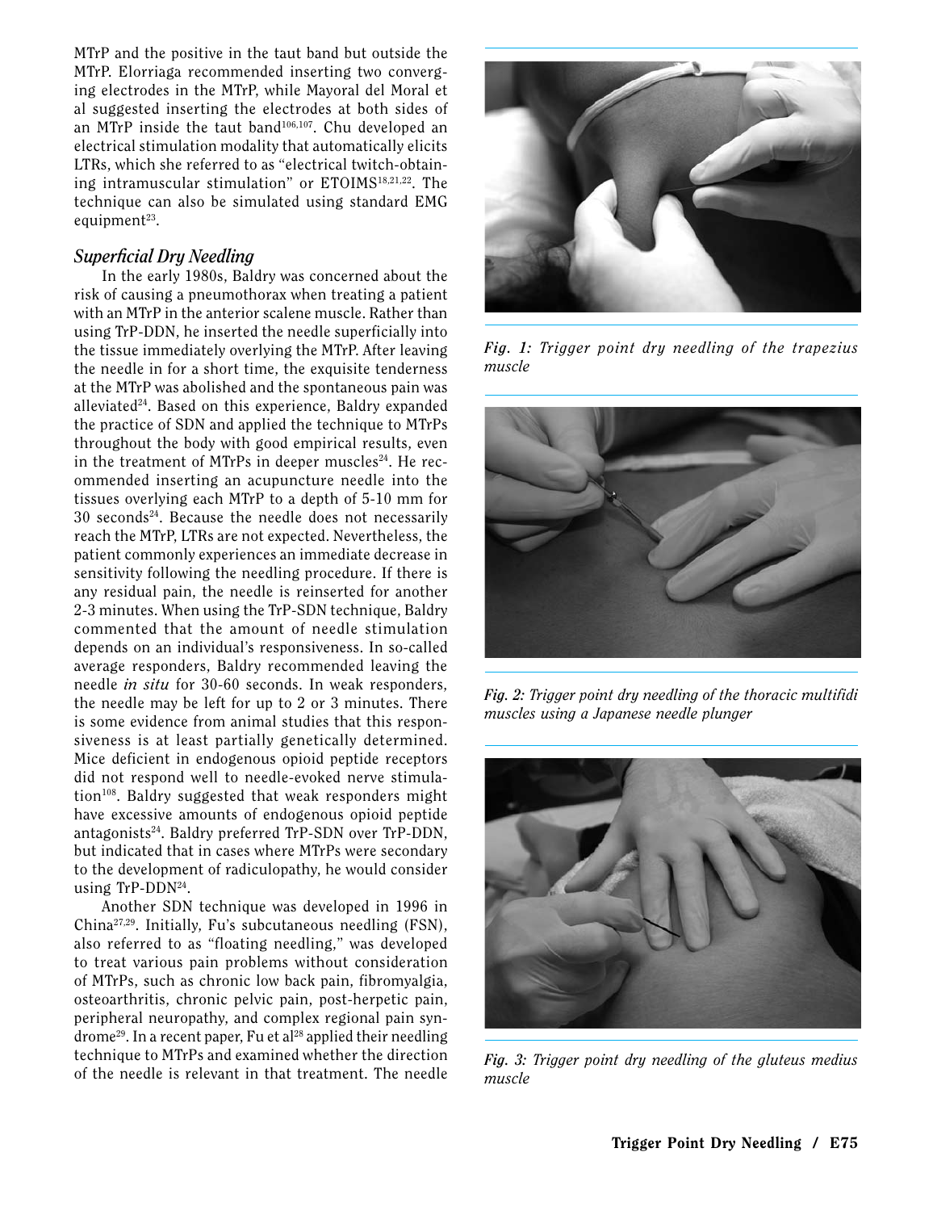MTrP and the positive in the taut band but outside the MTrP. Elorriaga recommended inserting two converging electrodes in the MTrP, while Mayoral del Moral et al suggested inserting the electrodes at both sides of an MTrP inside the taut band[106,107]. Chu developed an electrical stimulation modality that automatically elicits LTRs, which she referred to as "electrical twitch-obtaining intramuscular stimulation" or ETOIMS[18,21,22]. The technique can also be simulated using standard EMG equipment[23].

### *Superficial Dry Needling*

In the early 1980s, Baldry was concerned about the risk of causing a pneumothorax when treating a patient with an MTrP in the anterior scalene muscle. Rather than using TrP-DDN, he inserted the needle superficially into the tissue immediately overlying the MTrP. After leaving the needle in for a short time, the exquisite tenderness at the MTrP was abolished and the spontaneous pain was alleviated[24]. Based on this experience, Baldry expanded the practice of SDN and applied the technique to MTrPs throughout the body with good empirical results, even in the treatment of MTrPs in deeper muscles[24]. He recommended inserting an acupuncture needle into the tissues overlying each MTrP to a depth of 5-10 mm for 30 seconds[24]. Because the needle does not necessarily reach the MTrP, LTRs are not expected. Nevertheless, the patient commonly experiences an immediate decrease in sensitivity following the needling procedure. If there is any residual pain, the needle is reinserted for another 2-3 minutes. When using the TrP-SDN technique, Baldry commented that the amount of needle stimulation depends on an individual's responsiveness. In so-called average responders, Baldry recommended leaving the needle *in situ* for 30-60 seconds. In weak responders, the needle may be left for up to 2 or 3 minutes. There is some evidence from animal studies that this responsiveness is at least partially genetically determined. Mice deficient in endogenous opioid peptide receptors did not respond well to needle-evoked nerve stimulation[108]. Baldry suggested that weak responders might have excessive amounts of endogenous opioid peptide antagonists[24]. Baldry preferred TrP-SDN over TrP-DDN, but indicated that in cases where MTrPs were secondary to the development of radiculopathy, he would consider using TrP-DDN[24].

Another SDN technique was developed in 1996 in China[27,29]. Initially, Fu's subcutaneous needling (FSN), also referred to as "floating needling," was developed to treat various pain problems without consideration of MTrPs, such as chronic low back pain, fibromyalgia, osteoarthritis, chronic pelvic pain, post-herpetic pain, peripheral neuropathy, and complex regional pain syndrome[29]. In a recent paper, Fu et al[28] applied their needling technique to MTrPs and examined whether the direction of the needle is relevant in that treatment. The needle

*Fig. 1: Trigger point dry needling of the trapezius muscle*

*Fig. 2: Trigger point dry needling of the thoracic multifidi muscles using a Japanese needle plunger*

*Fig. 3: Trigger point dry needling of the gluteus medius muscle*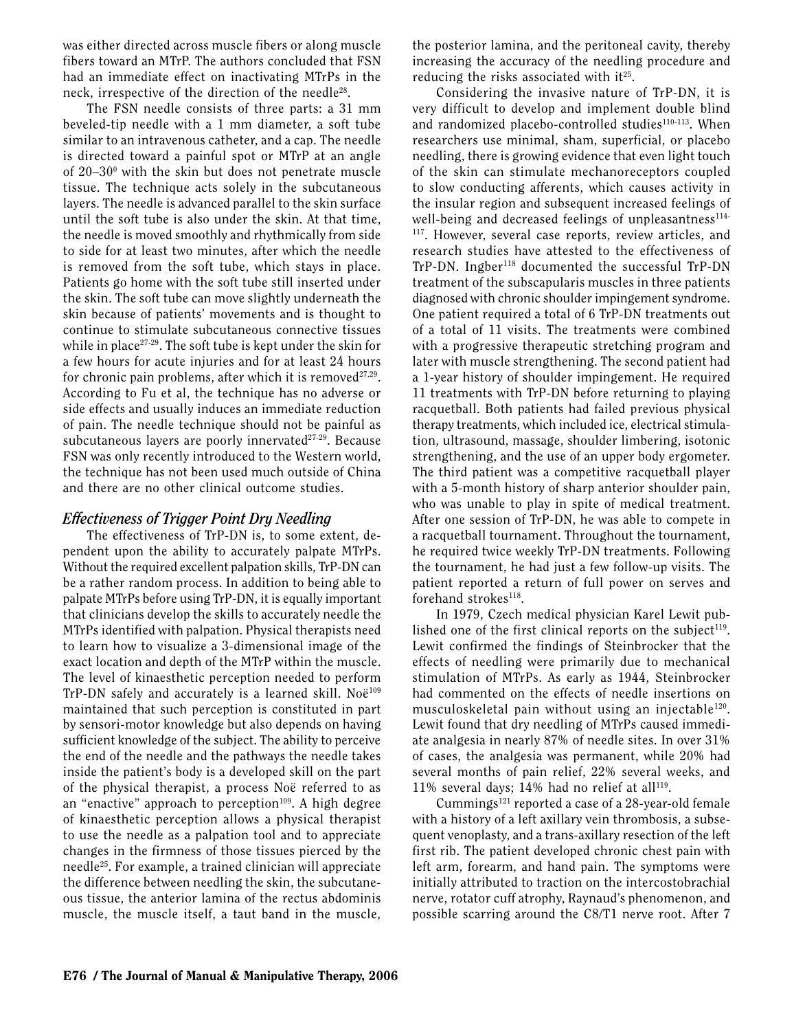was either directed across muscle fibers or along muscle fibers toward an MTrP. The authors concluded that FSN had an immediate effect on inactivating MTrPs in the neck, irrespective of the direction of the needle[28].

The FSN needle consists of three parts: a 31 mm beveled-tip needle with a 1 mm diameter, a soft tube similar to an intravenous catheter, and a cap. The needle is directed toward a painful spot or MTrP at an angle of 20–30$^{0}$ with the skin but does not penetrate muscle tissue. The technique acts solely in the subcutaneous layers. The needle is advanced parallel to the skin surface until the soft tube is also under the skin. At that time, the needle is moved smoothly and rhythmically from side to side for at least two minutes, after which the needle is removed from the soft tube, which stays in place. Patients go home with the soft tube still inserted under the skin. The soft tube can move slightly underneath the skin because of patients' movements and is thought to continue to stimulate subcutaneous connective tissues while in place[27-29]. The soft tube is kept under the skin for a few hours for acute injuries and for at least 24 hours for chronic pain problems, after which it is removed[27,29]. According to Fu et al, the technique has no adverse or side effects and usually induces an immediate reduction of pain. The needle technique should not be painful as subcutaneous layers are poorly innervated[27-29]. Because FSN was only recently introduced to the Western world, the technique has not been used much outside of China and there are no other clinical outcome studies.

### *Effectiveness of Trigger Point Dry Needling*

The effectiveness of TrP-DN is, to some extent, dependent upon the ability to accurately palpate MTrPs. Without the required excellent palpation skills, TrP-DN can be a rather random process. In addition to being able to palpate MTrPs before using TrP-DN, it is equally important that clinicians develop the skills to accurately needle the MTrPs identified with palpation. Physical therapists need to learn how to visualize a 3-dimensional image of the exact location and depth of the MTrP within the muscle. The level of kinaesthetic perception needed to perform TrP-DN safely and accurately is a learned skill. Noë[109] maintained that such perception is constituted in part by sensori-motor knowledge but also depends on having sufficient knowledge of the subject. The ability to perceive the end of the needle and the pathways the needle takes inside the patient's body is a developed skill on the part of the physical therapist, a process Noë referred to as an "enactive" approach to perception[109]. A high degree of kinaesthetic perception allows a physical therapist to use the needle as a palpation tool and to appreciate changes in the firmness of those tissues pierced by the needle[25]. For example, a trained clinician will appreciate the difference between needling the skin, the subcutaneous tissue, the anterior lamina of the rectus abdominis muscle, the muscle itself, a taut band in the muscle, the posterior lamina, and the peritoneal cavity, thereby increasing the accuracy of the needling procedure and reducing the risks associated with it[25].

Considering the invasive nature of TrP-DN, it is very difficult to develop and implement double blind and randomized placebo-controlled studies[110-113]. When researchers use minimal, sham, superficial, or placebo needling, there is growing evidence that even light touch of the skin can stimulate mechanoreceptors coupled to slow conducting afferents, which causes activity in the insular region and subsequent increased feelings of well-being and decreased feelings of unpleasantness[114-117]. However, several case reports, review articles, and research studies have attested to the effectiveness of TrP-DN. Ingber[118] documented the successful TrP-DN treatment of the subscapularis muscles in three patients diagnosed with chronic shoulder impingement syndrome. One patient required a total of 6 TrP-DN treatments out of a total of 11 visits. The treatments were combined with a progressive therapeutic stretching program and later with muscle strengthening. The second patient had a 1-year history of shoulder impingement. He required 11 treatments with TrP-DN before returning to playing racquetball. Both patients had failed previous physical therapy treatments, which included ice, electrical stimulation, ultrasound, massage, shoulder limbering, isotonic strengthening, and the use of an upper body ergometer. The third patient was a competitive racquetball player with a 5-month history of sharp anterior shoulder pain, who was unable to play in spite of medical treatment. After one session of TrP-DN, he was able to compete in a racquetball tournament. Throughout the tournament, he required twice weekly TrP-DN treatments. Following the tournament, he had just a few follow-up visits. The patient reported a return of full power on serves and forehand strokes[118].

In 1979, Czech medical physician Karel Lewit published one of the first clinical reports on the subject[119]. Lewit confirmed the findings of Steinbrocker that the effects of needling were primarily due to mechanical stimulation of MTrPs. As early as 1944, Steinbrocker had commented on the effects of needle insertions on musculoskeletal pain without using an injectable[120]. Lewit found that dry needling of MTrPs caused immediate analgesia in nearly 87% of needle sites. In over 31% of cases, the analgesia was permanent, while 20% had several months of pain relief, 22% several weeks, and 11% several days; 14% had no relief at all[119].

Cummings[121] reported a case of a 28-year-old female with a history of a left axillary vein thrombosis, a subsequent venoplasty, and a trans-axillary resection of the left first rib. The patient developed chronic chest pain with left arm, forearm, and hand pain. The symptoms were initially attributed to traction on the intercostobrachial nerve, rotator cuff atrophy, Raynaud's phenomenon, and possible scarring around the C8/T1 nerve root. After 7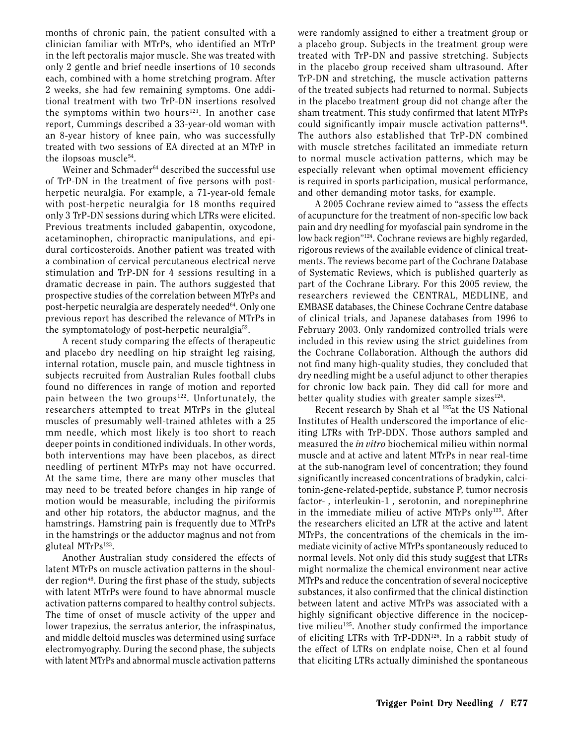months of chronic pain, the patient consulted with a clinician familiar with MTrPs, who identified an MTrP in the left pectoralis major muscle. She was treated with only 2 gentle and brief needle insertions of 10 seconds each, combined with a home stretching program. After 2 weeks, she had few remaining symptoms. One additional treatment with two TrP-DN insertions resolved the symptoms within two hours[121]. In another case report, Cummings described a 33-year-old woman with an 8-year history of knee pain, who was successfully treated with two sessions of EA directed at an MTrP in the ilopsoas muscle[54].

Weiner and Schmader[64] described the successful use of TrP-DN in the treatment of five persons with post-herpetic neuralgia. For example, a 71-year-old female with post-herpetic neuralgia for 18 months required only 3 TrP-DN sessions during which LTRs were elicited. Previous treatments included gabapentin, oxycodone, acetaminophen, chiropractic manipulations, and epidural corticosteroids. Another patient was treated with a combination of cervical percutaneous electrical nerve stimulation and TrP-DN for 4 sessions resulting in a dramatic decrease in pain. The authors suggested that prospective studies of the correlation between MTrPs and post-herpetic neuralgia are desperately needed[64]. Only one previous report has described the relevance of MTrPs in the symptomatology of post-herpetic neuralgia[52].

A recent study comparing the effects of therapeutic and placebo dry needling on hip straight leg raising, internal rotation, muscle pain, and muscle tightness in subjects recruited from Australian Rules football clubs found no differences in range of motion and reported pain between the two groups[122]. Unfortunately, the researchers attempted to treat MTrPs in the gluteal muscles of presumably well-trained athletes with a 25 mm needle, which most likely is too short to reach deeper points in conditioned individuals. In other words, both interventions may have been placebos, as direct needling of pertinent MTrPs may not have occurred. At the same time, there are many other muscles that may need to be treated before changes in hip range of motion would be measurable, including the piriformis and other hip rotators, the abductor magnus, and the hamstrings. Hamstring pain is frequently due to MTrPs in the hamstrings or the adductor magnus and not from gluteal MTrPs[123].

Another Australian study considered the effects of latent MTrPs on muscle activation patterns in the shoulder region[48]. During the first phase of the study, subjects with latent MTrPs were found to have abnormal muscle activation patterns compared to healthy control subjects. The time of onset of muscle activity of the upper and lower trapezius, the serratus anterior, the infraspinatus, and middle deltoid muscles was determined using surface electromyography. During the second phase, the subjects with latent MTrPs and abnormal muscle activation patterns were randomly assigned to either a treatment group or a placebo group. Subjects in the treatment group were treated with TrP-DN and passive stretching. Subjects in the placebo group received sham ultrasound. After TrP-DN and stretching, the muscle activation patterns of the treated subjects had returned to normal. Subjects in the placebo treatment group did not change after the sham treatment. This study confirmed that latent MTrPs could significantly impair muscle activation patterns[48]. The authors also established that TrP-DN combined with muscle stretches facilitated an immediate return to normal muscle activation patterns, which may be especially relevant when optimal movement efficiency is required in sports participation, musical performance, and other demanding motor tasks, for example.

A 2005 Cochrane review aimed to "assess the effects of acupuncture for the treatment of non-specific low back pain and dry needling for myofascial pain syndrome in the low back region"[124]. Cochrane reviews are highly regarded, rigorous reviews of the available evidence of clinical treatments. The reviews become part of the Cochrane Database of Systematic Reviews, which is published quarterly as part of the Cochrane Library. For this 2005 review, the researchers reviewed the CENTRAL, MEDLINE, and EMBASE databases, the Chinese Cochrane Centre database of clinical trials, and Japanese databases from 1996 to February 2003. Only randomized controlled trials were included in this review using the strict guidelines from the Cochrane Collaboration. Although the authors did not find many high-quality studies, they concluded that dry needling might be a useful adjunct to other therapies for chronic low back pain. They did call for more and better quality studies with greater sample sizes[124].

Recent research by Shah et al [125]at the US National Institutes of Health underscored the importance of eliciting LTRs with TrP-DDN. Those authors sampled and measured the *in vitro* biochemical milieu within normal muscle and at active and latent MTrPs in near real-time at the sub-nanogram level of concentration; they found significantly increased concentrations of bradykin, calcitonin-gene-related-peptide, substance P, tumor necrosis factor- , interleukin-1 , serotonin, and norepinephrine in the immediate milieu of active MTrPs only[125]. After the researchers elicited an LTR at the active and latent MTrPs, the concentrations of the chemicals in the immediate vicinity of active MTrPs spontaneously reduced to normal levels. Not only did this study suggest that LTRs might normalize the chemical environment near active MTrPs and reduce the concentration of several nociceptive substances, it also confirmed that the clinical distinction between latent and active MTrPs was associated with a highly significant objective difference in the nociceptive milieu[125]. Another study confirmed the importance of eliciting LTRs with TrP-DDN[126]. In a rabbit study of the effect of LTRs on endplate noise, Chen et al found that eliciting LTRs actually diminished the spontaneous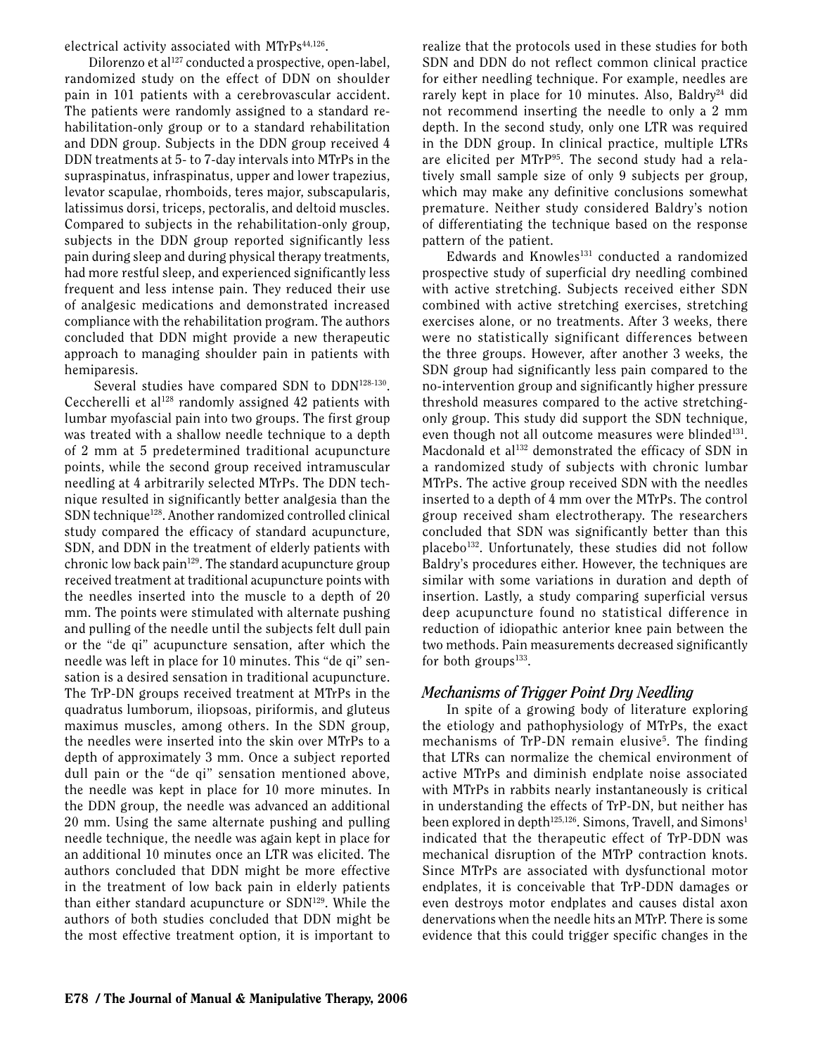electrical activity associated with MTrPs[44,126].

Dilorenzo et al[127] conducted a prospective, open-label, randomized study on the effect of DDN on shoulder pain in 101 patients with a cerebrovascular accident. The patients were randomly assigned to a standard rehabilitation-only group or to a standard rehabilitation and DDN group. Subjects in the DDN group received 4 DDN treatments at 5- to 7-day intervals into MTrPs in the supraspinatus, infraspinatus, upper and lower trapezius, levator scapulae, rhomboids, teres major, subscapularis, latissimus dorsi, triceps, pectoralis, and deltoid muscles. Compared to subjects in the rehabilitation-only group, subjects in the DDN group reported significantly less pain during sleep and during physical therapy treatments, had more restful sleep, and experienced significantly less frequent and less intense pain. They reduced their use of analgesic medications and demonstrated increased compliance with the rehabilitation program. The authors concluded that DDN might provide a new therapeutic approach to managing shoulder pain in patients with hemiparesis.

Several studies have compared SDN to DDN[128-130]. Ceccherelli et al[128] randomly assigned 42 patients with lumbar myofascial pain into two groups. The first group was treated with a shallow needle technique to a depth of 2 mm at 5 predetermined traditional acupuncture points, while the second group received intramuscular needling at 4 arbitrarily selected MTrPs. The DDN technique resulted in significantly better analgesia than the SDN technique[128]. Another randomized controlled clinical study compared the efficacy of standard acupuncture, SDN, and DDN in the treatment of elderly patients with chronic low back pain[129]. The standard acupuncture group received treatment at traditional acupuncture points with the needles inserted into the muscle to a depth of 20 mm. The points were stimulated with alternate pushing and pulling of the needle until the subjects felt dull pain or the "de qi" acupuncture sensation, after which the needle was left in place for 10 minutes. This "de qi" sensation is a desired sensation in traditional acupuncture. The TrP-DN groups received treatment at MTrPs in the quadratus lumborum, iliopsoas, piriformis, and gluteus maximus muscles, among others. In the SDN group, the needles were inserted into the skin over MTrPs to a depth of approximately 3 mm. Once a subject reported dull pain or the "de qi" sensation mentioned above, the needle was kept in place for 10 more minutes. In the DDN group, the needle was advanced an additional 20 mm. Using the same alternate pushing and pulling needle technique, the needle was again kept in place for an additional 10 minutes once an LTR was elicited. The authors concluded that DDN might be more effective in the treatment of low back pain in elderly patients than either standard acupuncture or SDN[129]. While the authors of both studies concluded that DDN might be the most effective treatment option, it is important to realize that the protocols used in these studies for both SDN and DDN do not reflect common clinical practice for either needling technique. For example, needles are rarely kept in place for 10 minutes. Also, Baldry[24] did not recommend inserting the needle to only a 2 mm depth. In the second study, only one LTR was required in the DDN group. In clinical practice, multiple LTRs are elicited per MTrP[95]. The second study had a relatively small sample size of only 9 subjects per group, which may make any definitive conclusions somewhat premature. Neither study considered Baldry's notion of differentiating the technique based on the response pattern of the patient.

Edwards and Knowles[131] conducted a randomized prospective study of superficial dry needling combined with active stretching. Subjects received either SDN combined with active stretching exercises, stretching exercises alone, or no treatments. After 3 weeks, there were no statistically significant differences between the three groups. However, after another 3 weeks, the SDN group had significantly less pain compared to the no-intervention group and significantly higher pressure threshold measures compared to the active stretching-only group. This study did support the SDN technique, even though not all outcome measures were blinded[131]. Macdonald et al[132] demonstrated the efficacy of SDN in a randomized study of subjects with chronic lumbar MTrPs. The active group received SDN with the needles inserted to a depth of 4 mm over the MTrPs. The control group received sham electrotherapy. The researchers concluded that SDN was significantly better than this placebo[132]. Unfortunately, these studies did not follow Baldry's procedures either. However, the techniques are similar with some variations in duration and depth of insertion. Lastly, a study comparing superficial versus deep acupuncture found no statistical difference in reduction of idiopathic anterior knee pain between the two methods. Pain measurements decreased significantly for both groups[133].

### *Mechanisms of Trigger Point Dry Needling*

In spite of a growing body of literature exploring the etiology and pathophysiology of MTrPs, the exact mechanisms of TrP-DN remain elusive[5]. The finding that LTRs can normalize the chemical environment of active MTrPs and diminish endplate noise associated with MTrPs in rabbits nearly instantaneously is critical in understanding the effects of TrP-DN, but neither has been explored in depth[125,126]. Simons, Travell, and Simons[1] indicated that the therapeutic effect of TrP-DDN was mechanical disruption of the MTrP contraction knots. Since MTrPs are associated with dysfunctional motor endplates, it is conceivable that TrP-DDN damages or even destroys motor endplates and causes distal axon denervations when the needle hits an MTrP. There is some evidence that this could trigger specific changes in the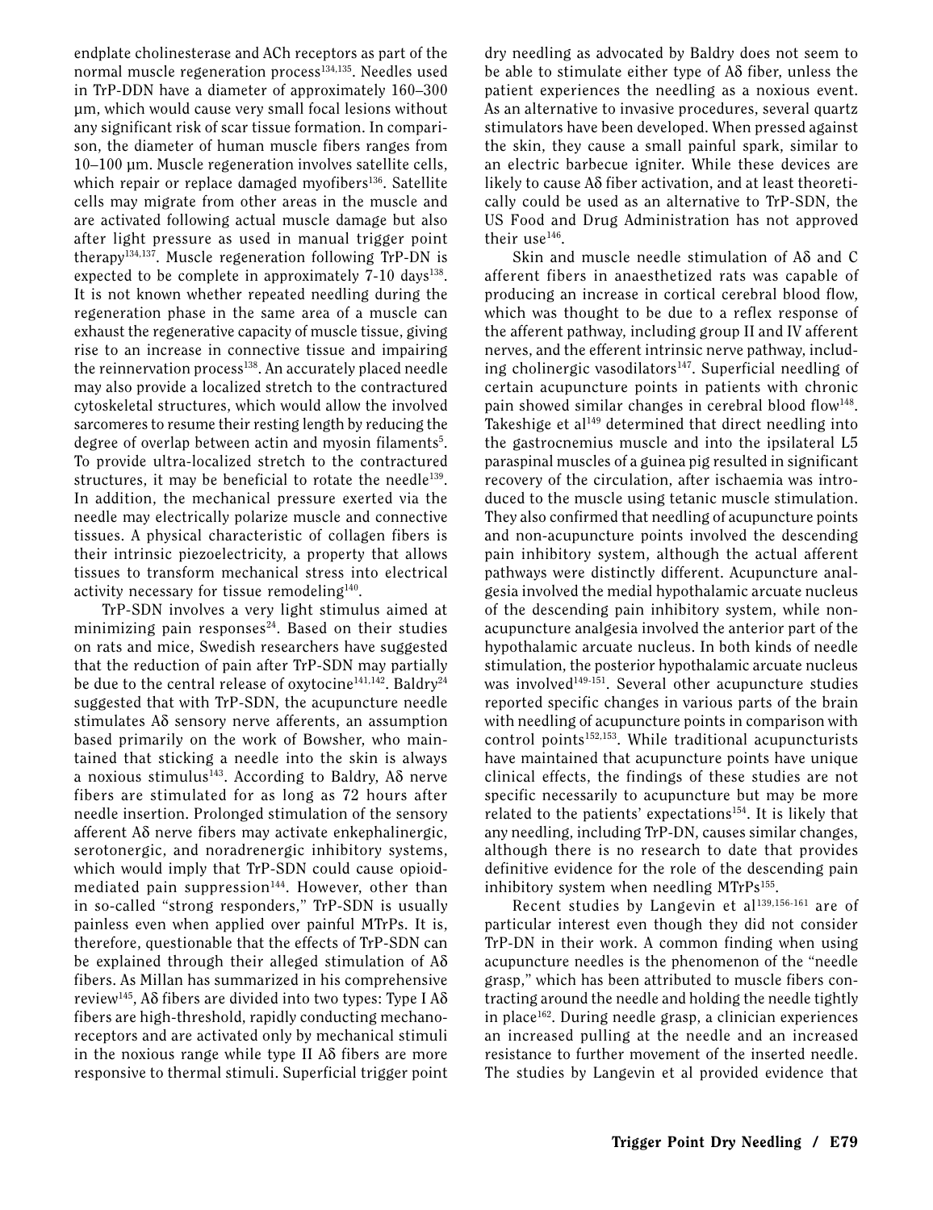endplate cholinesterase and ACh receptors as part of the normal muscle regeneration process[134,135]. Needles used in TrP-DDN have a diameter of approximately 160–300 µm, which would cause very small focal lesions without any significant risk of scar tissue formation. In comparison, the diameter of human muscle fibers ranges from 10–100 µm. Muscle regeneration involves satellite cells, which repair or replace damaged myofibers[136]. Satellite cells may migrate from other areas in the muscle and are activated following actual muscle damage but also after light pressure as used in manual trigger point therapy[134,137]. Muscle regeneration following TrP-DN is expected to be complete in approximately 7-10 days[138]. It is not known whether repeated needling during the regeneration phase in the same area of a muscle can exhaust the regenerative capacity of muscle tissue, giving rise to an increase in connective tissue and impairing the reinnervation process[138]. An accurately placed needle may also provide a localized stretch to the contractured cytoskeletal structures, which would allow the involved sarcomeres to resume their resting length by reducing the degree of overlap between actin and myosin filaments[5]. To provide ultra-localized stretch to the contractured structures, it may be beneficial to rotate the needle[139]. In addition, the mechanical pressure exerted via the needle may electrically polarize muscle and connective tissues. A physical characteristic of collagen fibers is their intrinsic piezoelectricity, a property that allows tissues to transform mechanical stress into electrical activity necessary for tissue remodeling[140].

TrP-SDN involves a very light stimulus aimed at minimizing pain responses[24]. Based on their studies on rats and mice, Swedish researchers have suggested that the reduction of pain after TrP-SDN may partially be due to the central release of oxytocine[141,142]. Baldry[24] suggested that with TrP-SDN, the acupuncture needle stimulates Aδ sensory nerve afferents, an assumption based primarily on the work of Bowsher, who maintained that sticking a needle into the skin is always a noxious stimulus[143]. According to Baldry, Aδ nerve fibers are stimulated for as long as 72 hours after needle insertion. Prolonged stimulation of the sensory afferent Aδ nerve fibers may activate enkephalinergic, serotonergic, and noradrenergic inhibitory systems, which would imply that TrP-SDN could cause opioid-mediated pain suppression[144]. However, other than in so-called "strong responders," TrP-SDN is usually painless even when applied over painful MTrPs. It is, therefore, questionable that the effects of TrP-SDN can be explained through their alleged stimulation of Aδ fibers. As Millan has summarized in his comprehensive review[145], Aδ fibers are divided into two types: Type I Aδ fibers are high-threshold, rapidly conducting mechanoreceptors and are activated only by mechanical stimuli in the noxious range while type II Aδ fibers are more responsive to thermal stimuli. Superficial trigger point dry needling as advocated by Baldry does not seem to be able to stimulate either type of Aδ fiber, unless the patient experiences the needling as a noxious event. As an alternative to invasive procedures, several quartz stimulators have been developed. When pressed against the skin, they cause a small painful spark, similar to an electric barbecue igniter. While these devices are likely to cause Aδ fiber activation, and at least theoretically could be used as an alternative to TrP-SDN, the US Food and Drug Administration has not approved their use[146].

Skin and muscle needle stimulation of Aδ and C afferent fibers in anaesthetized rats was capable of producing an increase in cortical cerebral blood flow, which was thought to be due to a reflex response of the afferent pathway, including group II and IV afferent nerves, and the efferent intrinsic nerve pathway, including cholinergic vasodilators[147]. Superficial needling of certain acupuncture points in patients with chronic pain showed similar changes in cerebral blood flow[148]. Takeshige et al[149] determined that direct needling into the gastrocnemius muscle and into the ipsilateral L5 paraspinal muscles of a guinea pig resulted in significant recovery of the circulation, after ischaemia was introduced to the muscle using tetanic muscle stimulation. They also confirmed that needling of acupuncture points and non-acupuncture points involved the descending pain inhibitory system, although the actual afferent pathways were distinctly different. Acupuncture analgesia involved the medial hypothalamic arcuate nucleus of the descending pain inhibitory system, while non-acupuncture analgesia involved the anterior part of the hypothalamic arcuate nucleus. In both kinds of needle stimulation, the posterior hypothalamic arcuate nucleus was involved[149-151]. Several other acupuncture studies reported specific changes in various parts of the brain with needling of acupuncture points in comparison with control points[152,153]. While traditional acupuncturists have maintained that acupuncture points have unique clinical effects, the findings of these studies are not specific necessarily to acupuncture but may be more related to the patients' expectations[154]. It is likely that any needling, including TrP-DN, causes similar changes, although there is no research to date that provides definitive evidence for the role of the descending pain inhibitory system when needling MTrPs[155].

Recent studies by Langevin et al[139,156-161] are of particular interest even though they did not consider TrP-DN in their work. A common finding when using acupuncture needles is the phenomenon of the "needle grasp," which has been attributed to muscle fibers contracting around the needle and holding the needle tightly in place[162]. During needle grasp, a clinician experiences an increased pulling at the needle and an increased resistance to further movement of the inserted needle. The studies by Langevin et al provided evidence that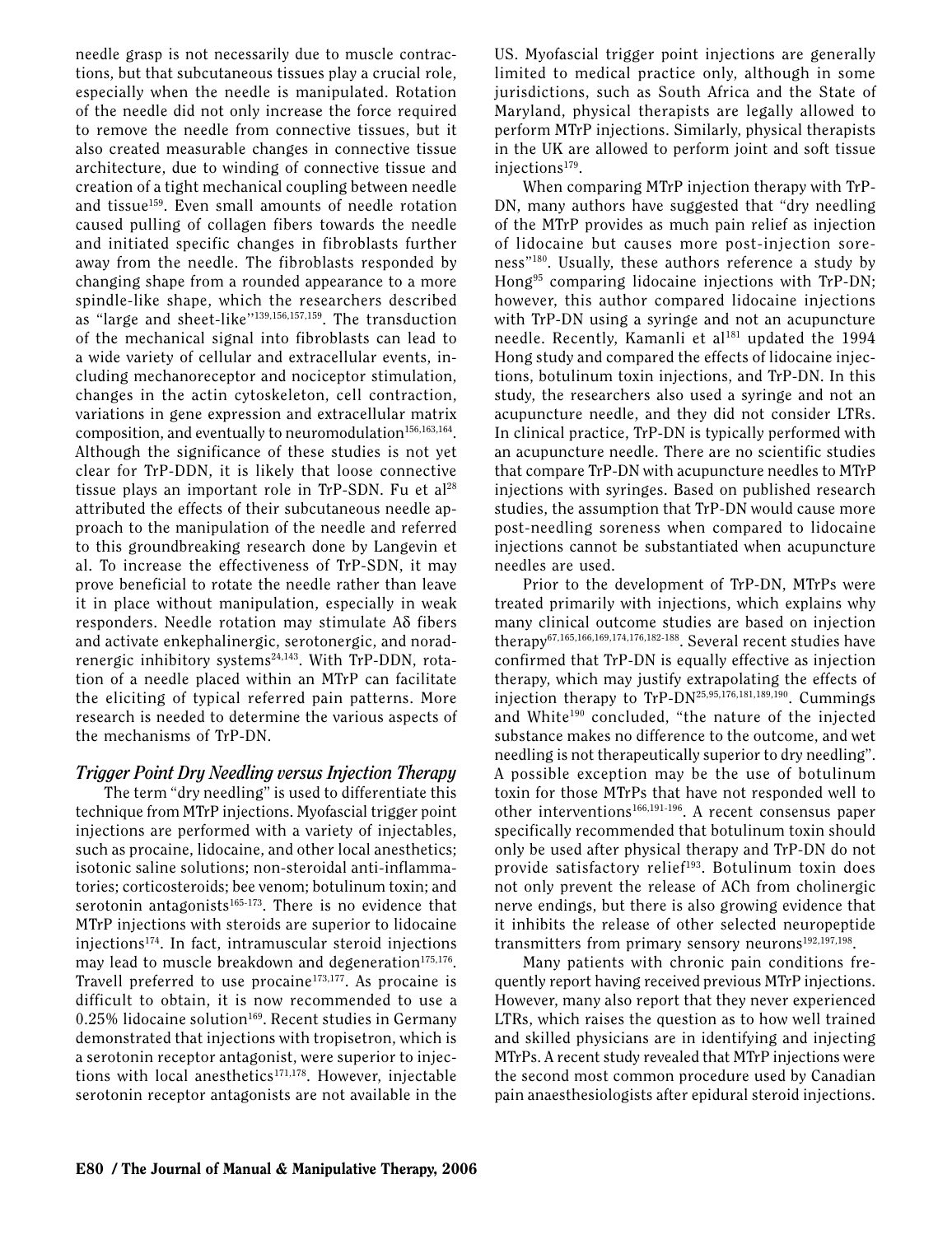needle grasp is not necessarily due to muscle contractions, but that subcutaneous tissues play a crucial role, especially when the needle is manipulated. Rotation of the needle did not only increase the force required to remove the needle from connective tissues, but it also created measurable changes in connective tissue architecture, due to winding of connective tissue and creation of a tight mechanical coupling between needle and tissue[159]. Even small amounts of needle rotation caused pulling of collagen fibers towards the needle and initiated specific changes in fibroblasts further away from the needle. The fibroblasts responded by changing shape from a rounded appearance to a more spindle-like shape, which the researchers described as "large and sheet-like"[139,156,157,159]. The transduction of the mechanical signal into fibroblasts can lead to a wide variety of cellular and extracellular events, including mechanoreceptor and nociceptor stimulation, changes in the actin cytoskeleton, cell contraction, variations in gene expression and extracellular matrix composition, and eventually to neuromodulation[156,163,164]. Although the significance of these studies is not yet clear for TrP-DDN, it is likely that loose connective tissue plays an important role in TrP-SDN. Fu et al[28] attributed the effects of their subcutaneous needle approach to the manipulation of the needle and referred to this groundbreaking research done by Langevin et al. To increase the effectiveness of TrP-SDN, it may prove beneficial to rotate the needle rather than leave it in place without manipulation, especially in weak responders. Needle rotation may stimulate Aδ fibers and activate enkephalinergic, serotonergic, and noradrenergic inhibitory systems[24,143]. With TrP-DDN, rotation of a needle placed within an MTrP can facilitate the eliciting of typical referred pain patterns. More research is needed to determine the various aspects of the mechanisms of TrP-DN.

### *Trigger Point Dry Needling versus Injection Therapy*

The term "dry needling" is used to differentiate this technique from MTrP injections. Myofascial trigger point injections are performed with a variety of injectables, such as procaine, lidocaine, and other local anesthetics; isotonic saline solutions; non-steroidal anti-inflammatories; corticosteroids; bee venom; botulinum toxin; and serotonin antagonists[165-173]. There is no evidence that MTrP injections with steroids are superior to lidocaine injections[174]. In fact, intramuscular steroid injections may lead to muscle breakdown and degeneration[175,176]. Travell preferred to use procaine[173,177]. As procaine is difficult to obtain, it is now recommended to use a 0.25% lidocaine solution[169]. Recent studies in Germany demonstrated that injections with tropisetron, which is a serotonin receptor antagonist, were superior to injections with local anesthetics[171,178]. However, injectable serotonin receptor antagonists are not available in the US. Myofascial trigger point injections are generally limited to medical practice only, although in some jurisdictions, such as South Africa and the State of Maryland, physical therapists are legally allowed to perform MTrP injections. Similarly, physical therapists in the UK are allowed to perform joint and soft tissue injections[179].

When comparing MTrP injection therapy with TrP-DN, many authors have suggested that "dry needling of the MTrP provides as much pain relief as injection of lidocaine but causes more post-injection soreness"[180]. Usually, these authors reference a study by Hong[95] comparing lidocaine injections with TrP-DN; however, this author compared lidocaine injections with TrP-DN using a syringe and not an acupuncture needle. Recently, Kamanli et al[181] updated the 1994 Hong study and compared the effects of lidocaine injections, botulinum toxin injections, and TrP-DN. In this study, the researchers also used a syringe and not an acupuncture needle, and they did not consider LTRs. In clinical practice, TrP-DN is typically performed with an acupuncture needle. There are no scientific studies that compare TrP-DN with acupuncture needles to MTrP injections with syringes. Based on published research studies, the assumption that TrP-DN would cause more post-needling soreness when compared to lidocaine injections cannot be substantiated when acupuncture needles are used.

Prior to the development of TrP-DN, MTrPs were treated primarily with injections, which explains why many clinical outcome studies are based on injection therapy[67,165,166,169,174,176,182-188]. Several recent studies have confirmed that TrP-DN is equally effective as injection therapy, which may justify extrapolating the effects of injection therapy to TrP-DN[25,95,176,181,189,190]. Cummings and White[190] concluded, "the nature of the injected substance makes no difference to the outcome, and wet needling is not therapeutically superior to dry needling". A possible exception may be the use of botulinum toxin for those MTrPs that have not responded well to other interventions[166,191-196]. A recent consensus paper specifically recommended that botulinum toxin should only be used after physical therapy and TrP-DN do not provide satisfactory relief[193]. Botulinum toxin does not only prevent the release of ACh from cholinergic nerve endings, but there is also growing evidence that it inhibits the release of other selected neuropeptide transmitters from primary sensory neurons[192,197,198].

Many patients with chronic pain conditions frequently report having received previous MTrP injections. However, many also report that they never experienced LTRs, which raises the question as to how well trained and skilled physicians are in identifying and injecting MTrPs. A recent study revealed that MTrP injections were the second most common procedure used by Canadian pain anaesthesiologists after epidural steroid injections.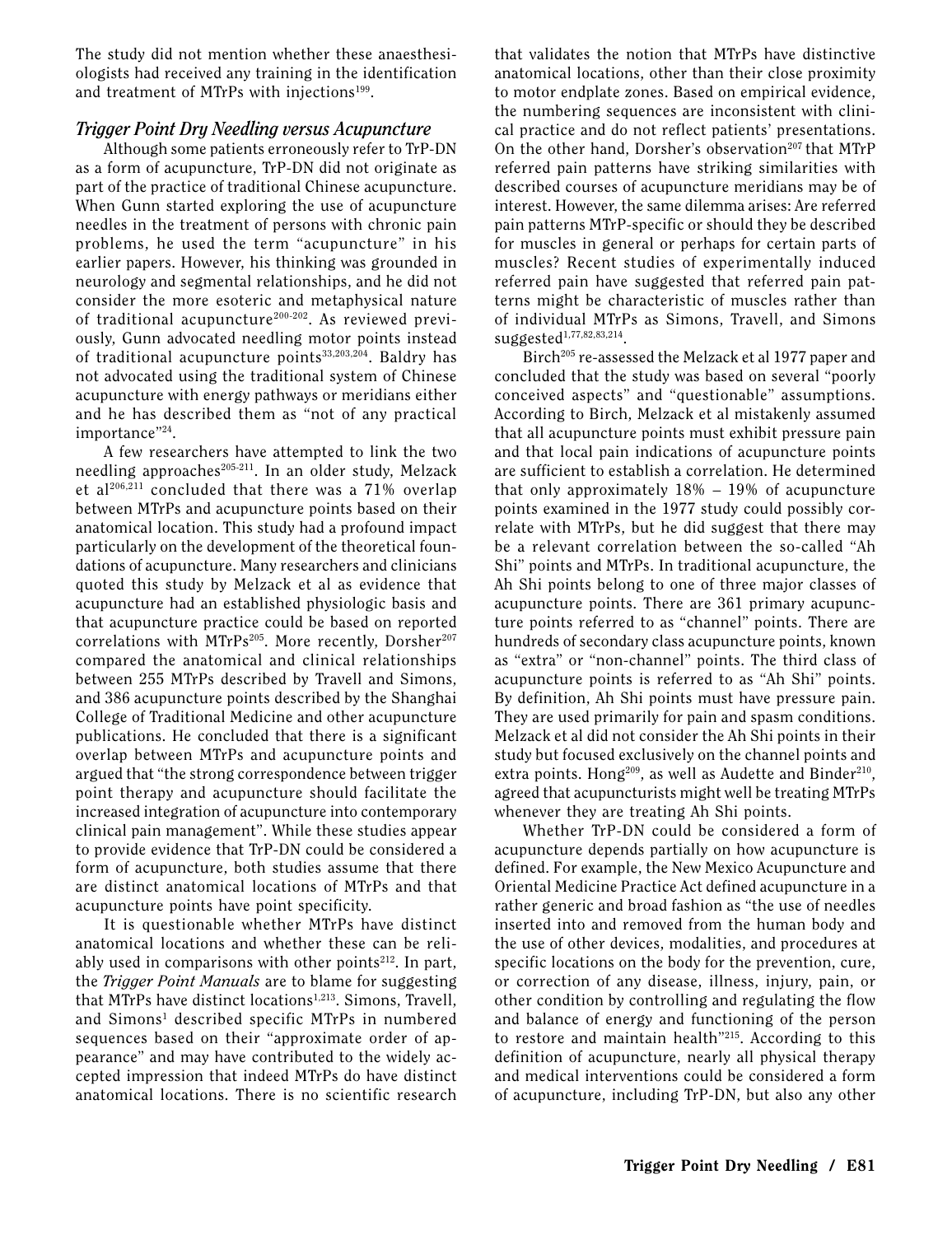The study did not mention whether these anaesthesiologists had received any training in the identification and treatment of MTrPs with injections[199].

### *Trigger Point Dry Needling versus Acupuncture*

Although some patients erroneously refer to TrP-DN as a form of acupuncture, TrP-DN did not originate as part of the practice of traditional Chinese acupuncture. When Gunn started exploring the use of acupuncture needles in the treatment of persons with chronic pain problems, he used the term "acupuncture" in his earlier papers. However, his thinking was grounded in neurology and segmental relationships, and he did not consider the more esoteric and metaphysical nature of traditional acupuncture[200-202]. As reviewed previously, Gunn advocated needling motor points instead of traditional acupuncture points[33,203,204]. Baldry has not advocated using the traditional system of Chinese acupuncture with energy pathways or meridians either and he has described them as "not of any practical importance"[24].

A few researchers have attempted to link the two needling approaches[205-211]. In an older study, Melzack et al[206,211] concluded that there was a 71% overlap between MTrPs and acupuncture points based on their anatomical location. This study had a profound impact particularly on the development of the theoretical foundations of acupuncture. Many researchers and clinicians quoted this study by Melzack et al as evidence that acupuncture had an established physiologic basis and that acupuncture practice could be based on reported correlations with MTrPs[205]. More recently, Dorsher[207] compared the anatomical and clinical relationships between 255 MTrPs described by Travell and Simons, and 386 acupuncture points described by the Shanghai College of Traditional Medicine and other acupuncture publications. He concluded that there is a significant overlap between MTrPs and acupuncture points and argued that "the strong correspondence between trigger point therapy and acupuncture should facilitate the increased integration of acupuncture into contemporary clinical pain management". While these studies appear to provide evidence that TrP-DN could be considered a form of acupuncture, both studies assume that there are distinct anatomical locations of MTrPs and that acupuncture points have point specificity.

It is questionable whether MTrPs have distinct anatomical locations and whether these can be reliably used in comparisons with other points[212]. In part, the *Trigger Point Manuals* are to blame for suggesting that MTrPs have distinct locations[1,213]. Simons, Travell, and Simons[1] described specific MTrPs in numbered sequences based on their "approximate order of appearance" and may have contributed to the widely accepted impression that indeed MTrPs do have distinct anatomical locations. There is no scientific research that validates the notion that MTrPs have distinctive anatomical locations, other than their close proximity to motor endplate zones. Based on empirical evidence, the numbering sequences are inconsistent with clinical practice and do not reflect patients' presentations. On the other hand, Dorsher's observation[207] that MTrP referred pain patterns have striking similarities with described courses of acupuncture meridians may be of interest. However, the same dilemma arises: Are referred pain patterns MTrP-specific or should they be described for muscles in general or perhaps for certain parts of muscles? Recent studies of experimentally induced referred pain have suggested that referred pain patterns might be characteristic of muscles rather than of individual MTrPs as Simons, Travell, and Simons suggested[1,77,82,83,214].

Birch[205] re-assessed the Melzack et al 1977 paper and concluded that the study was based on several "poorly conceived aspects" and "questionable" assumptions. According to Birch, Melzack et al mistakenly assumed that all acupuncture points must exhibit pressure pain and that local pain indications of acupuncture points are sufficient to establish a correlation. He determined that only approximately 18% – 19% of acupuncture points examined in the 1977 study could possibly correlate with MTrPs, but he did suggest that there may be a relevant correlation between the so-called "Ah Shi" points and MTrPs. In traditional acupuncture, the Ah Shi points belong to one of three major classes of acupuncture points. There are 361 primary acupuncture points referred to as "channel" points. There are hundreds of secondary class acupuncture points, known as "extra" or "non-channel" points. The third class of acupuncture points is referred to as "Ah Shi" points. By definition, Ah Shi points must have pressure pain. They are used primarily for pain and spasm conditions. Melzack et al did not consider the Ah Shi points in their study but focused exclusively on the channel points and extra points. Hong[209], as well as Audette and Binder[210], agreed that acupuncturists might well be treating MTrPs whenever they are treating Ah Shi points.

Whether TrP-DN could be considered a form of acupuncture depends partially on how acupuncture is defined. For example, the New Mexico Acupuncture and Oriental Medicine Practice Act defined acupuncture in a rather generic and broad fashion as "the use of needles inserted into and removed from the human body and the use of other devices, modalities, and procedures at specific locations on the body for the prevention, cure, or correction of any disease, illness, injury, pain, or other condition by controlling and regulating the flow and balance of energy and functioning of the person to restore and maintain health"[215]. According to this definition of acupuncture, nearly all physical therapy and medical interventions could be considered a form of acupuncture, including TrP-DN, but also any other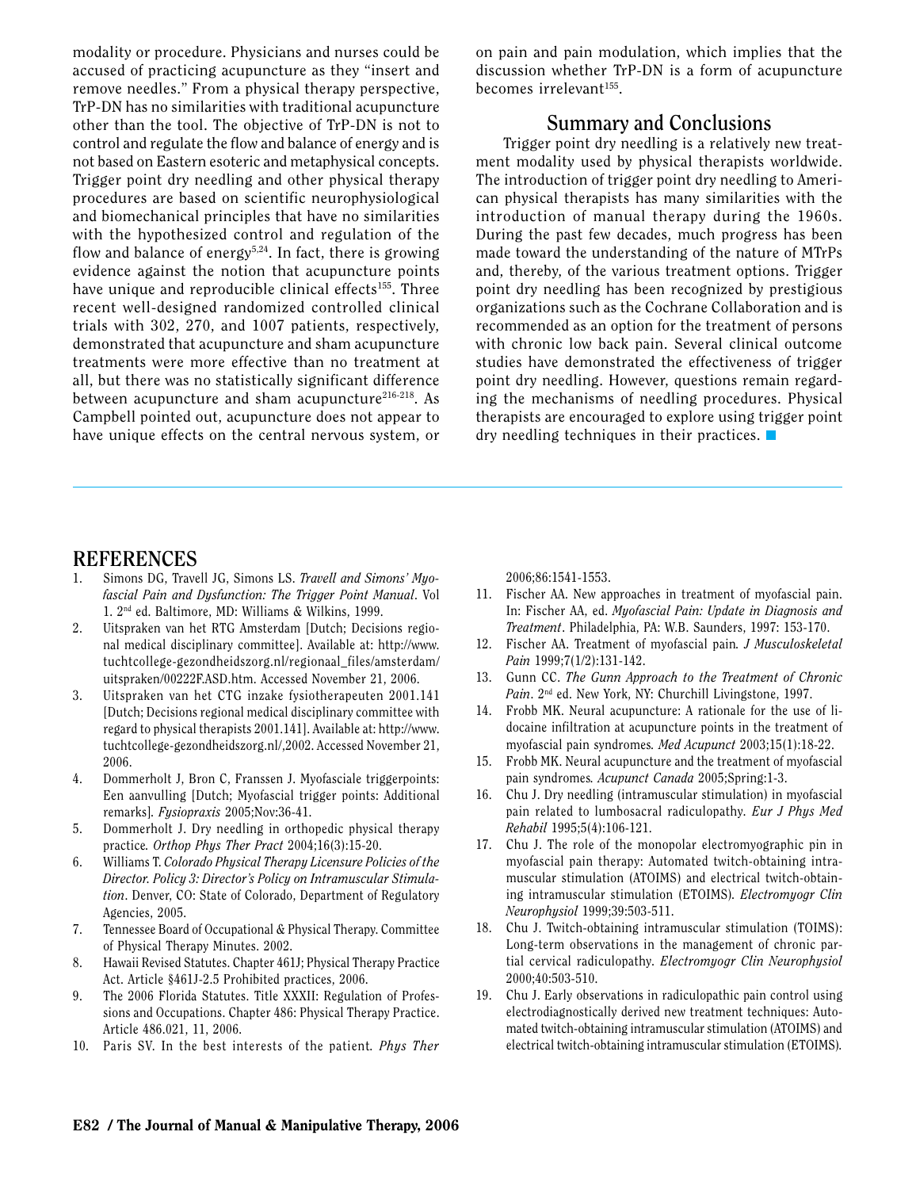modality or procedure. Physicians and nurses could be accused of practicing acupuncture as they "insert and remove needles." From a physical therapy perspective, TrP-DN has no similarities with traditional acupuncture other than the tool. The objective of TrP-DN is not to control and regulate the flow and balance of energy and is not based on Eastern esoteric and metaphysical concepts. Trigger point dry needling and other physical therapy procedures are based on scientific neurophysiological and biomechanical principles that have no similarities with the hypothesized control and regulation of the flow and balance of energy[5,24]. In fact, there is growing evidence against the notion that acupuncture points have unique and reproducible clinical effects[155]. Three recent well-designed randomized controlled clinical trials with 302, 270, and 1007 patients, respectively, demonstrated that acupuncture and sham acupuncture treatments were more effective than no treatment at all, but there was no statistically significant difference between acupuncture and sham acupuncture[216-218]. As Campbell pointed out, acupuncture does not appear to have unique effects on the central nervous system, or on pain and pain modulation, which implies that the discussion whether TrP-DN is a form of acupuncture becomes irrelevant[155].

## Summary and Conclusions

Trigger point dry needling is a relatively new treatment modality used by physical therapists worldwide. The introduction of trigger point dry needling to American physical therapists has many similarities with the introduction of manual therapy during the 1960s. During the past few decades, much progress has been made toward the understanding of the nature of MTrPs and, thereby, of the various treatment options. Trigger point dry needling has been recognized by prestigious organizations such as the Cochrane Collaboration and is recommended as an option for the treatment of persons with chronic low back pain. Several clinical outcome studies have demonstrated the effectiveness of trigger point dry needling. However, questions remain regarding the mechanisms of needling procedures. Physical therapists are encouraged to explore using trigger point dry needling techniques in their practices.

# REFERENCES

1. Simons DG, Travell JG, Simons LS. *Travell and Simons' Myofascial Pain and Dysfunction: The Trigger Point Manual*. Vol 1. 2nd ed. Baltimore, MD: Williams & Wilkins, 1999.
2. Uitspraken van het RTG Amsterdam [Dutch; Decisions regional medical disciplinary committee]. Available at: http://www.tuchtcollege-gezondheidszorg.nl/regionaal_files/amsterdam/uitspraken/00222F.ASD.htm. Accessed November 21, 2006.
3. Uitsprakeen van het CTG inzake fysiotherapeuten 2001.141 [Dutch; Decisions regional medical disciplinary committee with regard to physical therapists 2001.141]. Available at: http://www.tuchtcollege-gezondheidszorg.nl/,2002. Accessed November 21, 2006.
4. Dommerholt J, Bron C, Franssen J. Myofasciale triggerpoints: Een aanvulling [Dutch; Myofascial trigger points: Additional remarks]. *Fysiopraxis* 2005;Nov:36-41.
5. Dommerholt J. Dry needling in orthopedic physical therapy practice. *Orthop Phys Ther Pract* 2004;16(3):15-20.
6. Williams T. *Colorado Physical Therapy Licensure Policies of the Director. Policy 3: Director's Policy on Intramuscular Stimulation*. Denver, CO: State of Colorado, Department of Regulatory Agencies, 2005.
7. Tennessee Board of Occupational & Physical Therapy. Committee of Physical Therapy Minutes. 2002.
8. Hawaii Revised Statutes. Chapter 461J; Physical Therapy Practice Act. Article §461J-2.5 Prohibited practices, 2006.
9. The 2006 Florida Statutes. Title XXXII: Regulation of Professions and Occupations. Chapter 486: Physical Therapy Practice. Article 486.021, 11, 2006.
10. Paris SV. In the best interests of the patient. *Phys Ther* 2006;86:1541-1553.
11. Fischer AA. New approaches in treatment of myofascial pain. In: Fischer AA, ed. *Myofascial Pain: Update in Diagnosis and Treatment*. Philadelphia, PA: W.B. Saunders, 1997: 153-170.
12. Fischer AA. Treatment of myofascial pain. *J Musculoskeletal Pain* 1999;7(1/2):131-142.
13. Gunn CC. *The Gunn Approach to the Treatment of Chronic Pain*. 2nd ed. New York, NY: Churchill Livingstone, 1997.
14. Frobb MK. Neural acupuncture: A rationale for the use of lidocaine infiltration at acupuncture points in the treatment of myofascial pain syndromes. *Med Acupunct* 2003;15(1):18-22.
15. Frobb MK. Neural acupuncture and the treatment of myofascial pain syndromes. *Acupunct Canada* 2005;Spring:1-3.
16. Chu J. Dry needling (intramuscular stimulation) in myofascial pain related to lumbosacral radiculopathy. *Eur J Phys Med Rehabil* 1995;5(4):106-121.
17. Chu J. The role of the monopolar electromyographic pin in myofascial pain therapy: Automated twitch-obtaining intramuscular stimulation (ATOIMS) and electrical twitch-obtaining intramuscular stimulation (ETOIMS). *Electromyogr Clin Neurophysiol* 1999;39:503-511.
18. Chu J. Twitch-obtaining intramuscular stimulation (TOIMS): Long-term observations in the management of chronic partial cervical radiculopathy. *Electromyogr Clin Neurophysiol* 2000;40:503-510.
19. Chu J. Early observations in radiculopathic pain control using electrodiagnostically derived new treatment techniques: Automated twitch-obtaining intramuscular stimulation (ATOIMS) and electrical twitch-obtaining intramuscular stimulation (ETOIMS).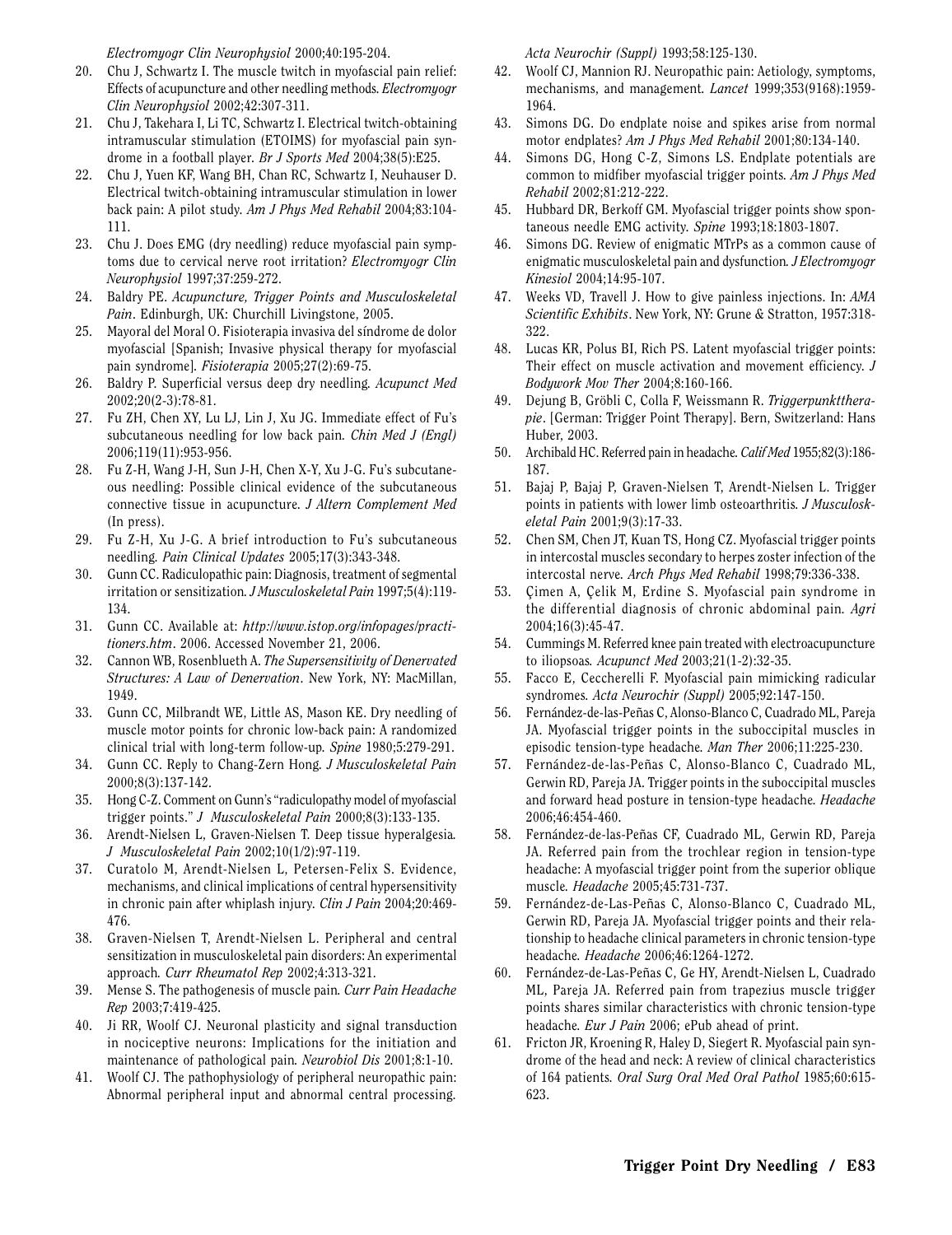*Electromyogr Clin Neurophysiol* 2000;40:195-204.

20. Chu J, Schwartz I. The muscle twitch in myofascial pain relief: Effects of acupuncture and other needling methods. *Electromyogr Clin Neurophysiol* 2002;42:307-311.
21. Chu J, Takehara I, Li TC, Schwartz I. Electrical twitch-obtaining intramuscular stimulation (ETOIMS) for myofascial pain syndrome in a football player. *Br J Sports Med* 2004;38(5):E25.
22. Chu J, Yuen KF, Wang BH, Chan RC, Schwartz I, Neuhauser D. Electrical twitch-obtaining intramuscular stimulation in lower back pain: A pilot study. *Am J Phys Med Rehabil* 2004;83:104-111.
23. Chu J. Does EMG (dry needling) reduce myofascial pain symptoms due to cervical nerve root irritation? *Electromyogr Clin Neurophysiol* 1997;37:259-272.
24. Baldry PE. *Acupuncture, Trigger Points and Musculoskeletal Pain*. Edinburgh, UK: Churchill Livingstone, 2005.
25. Mayoral del Moral O. Fisioterapia invasiva del síndrome de dolor myofascial [Spanish; Invasive physical therapy for myofascial pain syndrome]. *Fisioterapia* 2005;27(2):69-75.
26. Baldry P. Superficial versus deep dry needling. *Acupunct Med* 2002;20(2-3):78-81.
27. Fu ZH, Chen XY, Lu LJ, Lin J, Xu JG. Immediate effect of Fu's subcutaneous needling for low back pain. *Chin Med J (Engl)* 2006;119(11):953-956.
28. Fu Z-H, Wang J-H, Sun J-H, Chen X-Y, Xu J-G. Fu's subcutaneous needling: Possible clinical evidence of the subcutaneous connective tissue in acupuncture. *J Altern Complement Med* (In press).
29. Fu Z-H, Xu J-G. A brief introduction to Fu's subcutaneous needling. *Pain Clinical Updates* 2005;17(3):343-348.
30. Gunn CC. Radiculopathic pain: Diagnosis, treatment of segmental irritation or sensitization. *J Musculoskeletal Pain* 1997;5(4):119-134.
31. Gunn CC. Available at: *http://www.istop.org/infopages/practitioners.htm*. 2006. Accessed November 21, 2006.
32. Cannon WB, Rosenblueth A. *The Supersensitivity of Denervated Structures: A Law of Denervation*. New York, NY: MacMillan, 1949.
33. Gunn CC, Milbrandt WE, Little AS, Mason KE. Dry needling of muscle motor points for chronic low-back pain: A randomized clinical trial with long-term follow-up. *Spine* 1980;5:279-291.
34. Gunn CC. Reply to Chang-Zern Hong. *J Musculoskeletal Pain* 2000;8(3):137-142.
35. Hong C-Z. Comment on Gunn's "radiculopathy model of myofascial trigger points." *J Musculoskeletal Pain* 2000;8(3):133-135.
36. Arendt-Nielsen L, Graven-Nielsen T. Deep tissue hyperalgesia. *J Musculoskeletal Pain* 2002;10(1/2):97-119.
37. Curatolo M, Arendt-Nielsen L, Petersen-Felix S. Evidence, mechanisms, and clinical implications of central hypersensitivity in chronic pain after whiplash injury. *Clin J Pain* 2004;20:469-476.
38. Graven-Nielsen T, Arendt-Nielsen L. Peripheral and central sensitization in musculoskeletal pain disorders: An experimental approach. *Curr Rheumatol Rep* 2002;4:313-321.
39. Mense S. The pathogenesis of muscle pain. *Curr Pain Headache Rep* 2003;7:419-425.
40. Ji RR, Woolf CJ. Neuronal plasticity and signal transduction in nociceptive neurons: Implications for the initiation and maintenance of pathological pain. *Neurobiol Dis* 2001;8:1-10.
41. Woolf CJ. The pathophysiology of peripheral neuropathic pain: Abnormal peripheral input and abnormal central processing. *Acta Neurochir (Suppl)* 1993;58:125-130.
42. Woolf CJ, Mannion RJ. Neuropathic pain: Aetiology, symptoms, mechanisms, and management. *Lancet* 1999;353(9168):1959-1964.
43. Simons DG. Do endplate noise and spikes arise from normal motor endplates? *Am J Phys Med Rehabil* 2001;80:134-140.
44. Simons DG, Hong C-Z, Simons LS. Endplate potentials are common to midfiber myofascial trigger points. *Am J Phys Med Rehabil* 2002;81:212-222.
45. Hubbard DR, Berkoff GM. Myofascial trigger points show spontaneous needle EMG activity. *Spine* 1993;18:1803-1807.
46. Simons DG. Review of enigmatic MTrPs as a common cause of enigmatic musculoskeletal pain and dysfunction. *J Electromyogr Kinesiol* 2004;14:95-107.
47. Weeks VD, Travell J. How to give painless injections. In: *AMA Scientific Exhibits*. New York, NY: Grune & Stratton, 1957:318-322.
48. Lucas KR, Polus BI, Rich PS. Latent myofascial trigger points: Their effect on muscle activation and movement efficiency. *J Bodywork Mov Ther* 2004;8:160-166.
49. Dejung B, Gröbli C, Colla F, Weissmann R. *Triggerpunkttherapie*. [German: Trigger Point Therapy]. Bern, Switzerland: Hans Huber, 2003.
50. Archibald HC. Referred pain in headache. *Calif Med* 1955;82(3):186-187.
51. Bajaj P, Bajaj P, Graven-Nielsen T, Arendt-Nielsen L. Trigger points in patients with lower limb osteoarthritis. *J Musculoskeletal Pain* 2001;9(3):17-33.
52. Chen SM, Chen JT, Kuan TS, Hong CZ. Myofascial trigger points in intercostal muscles secondary to herpes zoster infection of the intercostal nerve. *Arch Phys Med Rehabil* 1998;79:336-338.
53. Çimen A, Çelik M, Erdine S. Myofascial pain syndrome in the differential diagnosis of chronic abdominal pain. *Agri* 2004;16(3):45-47.
54. Cummings M. Referred knee pain treated with electroacupuncture to iliopsoas. *Acupunct Med* 2003;21(1-2):32-35.
55. Facco E, Ceccherelli F. Myofascial pain mimicking radicular syndromes. *Acta Neurochir (Suppl)* 2005;92:147-150.
56. Fernández-de-las-Peñas C, Alonso-Blanco C, Cuadrado ML, Pareja JA. Myofascial trigger points in the suboccipital muscles in episodic tension-type headache. *Man Ther* 2006;11:225-230.
57. Fernández-de-las-Peñas C, Alonso-Blanco C, Cuadrado ML, Gerwin RD, Pareja JA. Trigger points in the suboccipital muscles and forward head posture in tension-type headache. *Headache* 2006;46:454-460.
58. Fernández-de-las-Peñas CF, Cuadrado ML, Gerwin RD, Pareja JA. Referred pain from the trochlear region in tension-type headache: A myofascial trigger point from the superior oblique muscle. *Headache* 2005;45:731-737.
59. Fernández-de-Las-Peñas C, Alonso-Blanco C, Cuadrado ML, Gerwin RD, Pareja JA. Myofascial trigger points and their relationship to headache clinical parameters in chronic tension-type headache. *Headache* 2006;46:1264-1272.
60. Fernández-de-Las-Peñas C, Ge HY, Arendt-Nielsen L, Cuadrado ML, Pareja JA. Referred pain from trapezius muscle trigger points shares similar characteristics with chronic tension-type headache. *Eur J Pain* 2006; ePub ahead of print.
61. Fricton JR, Kroening R, Haley D, Siegert R. Myofascial pain syndrome of the head and neck: A review of clinical characteristics of 164 patients. *Oral Surg Oral Med Oral Pathol* 1985;60:615-623.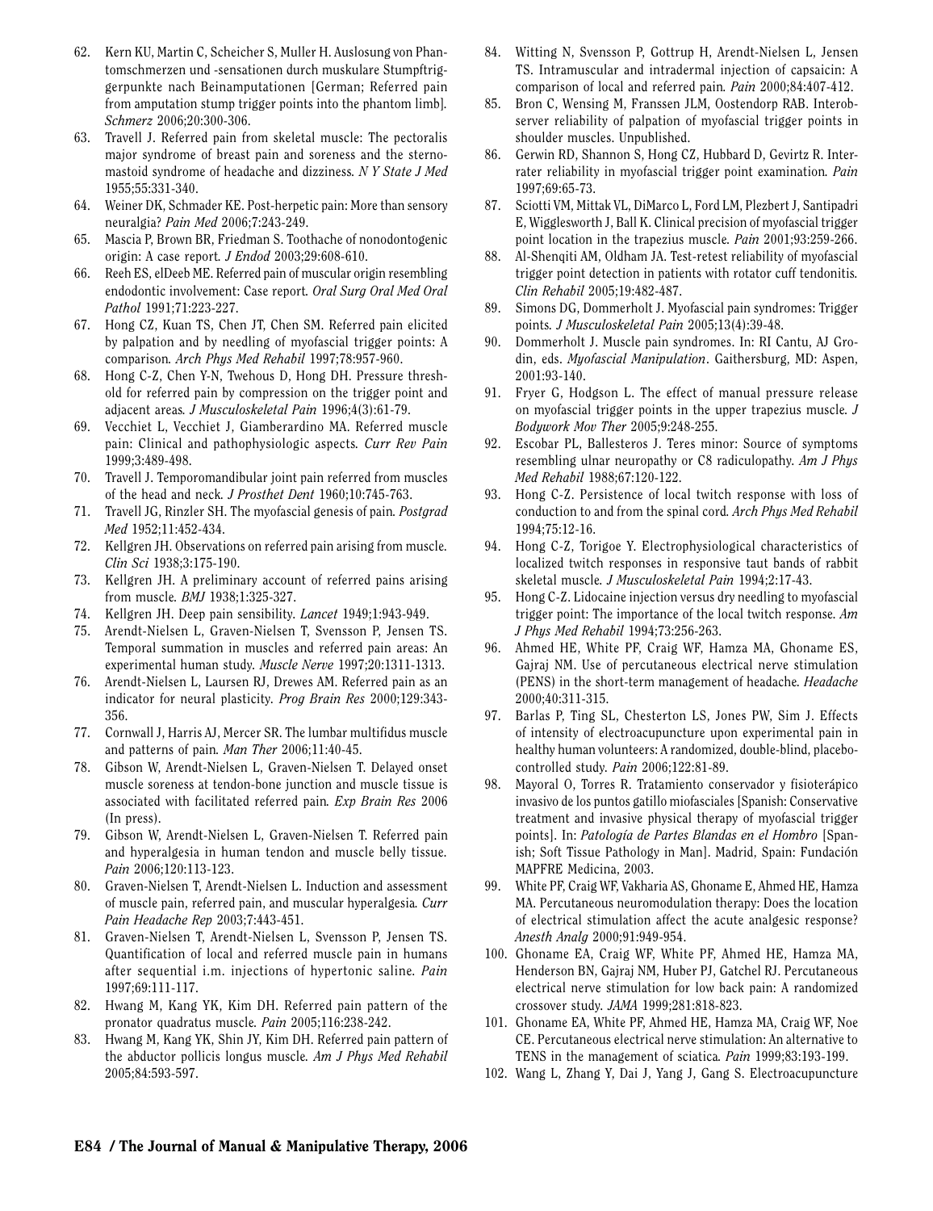62. Kern KU, Martin C, Scheicher S, Muller H. Auslosung von Phantomschmerzen und -sensationen durch muskulare Stumpftriggerpunkte nach Beinamputationen [German; Referred pain from amputation stump trigger points into the phantom limb]. *Schmerz* 2006;20:300-306.
63. Travell J. Referred pain from skeletal muscle: The pectoralis major syndrome of breast pain and soreness and the sternomastoid syndrome of headache and dizziness. *N Y State J Med* 1955;55:331-340.
64. Weiner DK, Schmader KE. Post-herpetic pain: More than sensory neuralgia? *Pain Med* 2006;7:243-249.
65. Mascia P, Brown BR, Friedman S. Toothache of nonodontogenic origin: A case report. *J Endod* 2003;29:608-610.
66. Reeh ES, elDeeb ME. Referred pain of muscular origin resembling endodontic involvement: Case report. *Oral Surg Oral Med Oral Pathol* 1991;71:223-227.
67. Hong CZ, Kuan TS, Chen JT, Chen SM. Referred pain elicited by palpation and by needling of myofascial trigger points: A comparison. *Arch Phys Med Rehabil* 1997;78:957-960.
68. Hong C-Z, Chen Y-N, Twehous D, Hong DH. Pressure threshold for referred pain by compression on the trigger point and adjacent areas. *J Musculoskeletal Pain* 1996;4(3):61-79.
69. Vecchiet L, Vecchiet J, Giamberardino MA. Referred muscle pain: Clinical and pathophysiologic aspects. *Curr Rev Pain* 1999;3:489-498.
70. Travell J. Temporomandibular joint pain referred from muscles of the head and neck. *J Prosthet Dent* 1960;10:745-763.
71. Travell JG, Rinzler SH. The myofascial genesis of pain. *Postgrad Med* 1952;11:452-434.
72. Kellgren JH. Observations on referred pain arising from muscle. *Clin Sci* 1938;3:175-190.
73. Kellgren JH. A preliminary account of referred pains arising from muscle. *BMJ* 1938;1:325-327.
74. Kellgren JH. Deep pain sensibility. *Lancet* 1949;1:943-949.
75. Arendt-Nielsen L, Graven-Nielsen T, Svensson P, Jensen TS. Temporal summation in muscles and referred pain areas: An experimental human study. *Muscle Nerve* 1997;20:1311-1313.
76. Arendt-Nielsen L, Laursen RJ, Drewes AM. Referred pain as an indicator for neural plasticity. *Prog Brain Res* 2000;129:343-356.
77. Cornwall J, Harris AJ, Mercer SR. The lumbar multifidus muscle and patterns of pain. *Man Ther* 2006;11:40-45.
78. Gibson W, Arendt-Nielsen L, Graven-Nielsen T. Delayed onset muscle soreness at tendon-bone junction and muscle tissue is associated with facilitated referred pain. *Exp Brain Res* 2006 (In press).
79. Gibson W, Arendt-Nielsen L, Graven-Nielsen T. Referred pain and hyperalgesia in human tendon and muscle belly tissue. *Pain* 2006;120:113-123.
80. Graven-Nielsen T, Arendt-Nielsen L. Induction and assessment of muscle pain, referred pain, and muscular hyperalgesia. *Curr Pain Headache Rep* 2003;7:443-451.
81. Graven-Nielsen T, Arendt-Nielsen L, Svensson P, Jensen TS. Quantification of local and referred muscle pain in humans after sequential i.m. injections of hypertonic saline. *Pain* 1997;69:111-117.
82. Hwang M, Kang YK, Kim DH. Referred pain pattern of the pronator quadratus muscle. *Pain* 2005;116:238-242.
83. Hwang M, Kang YK, Shin JY, Kim DH. Referred pain pattern of the abductor pollicis longus muscle. *Am J Phys Med Rehabil* 2005;84:593-597.
84. Witting N, Svensson P, Gottrup H, Arendt-Nielsen L, Jensen TS. Intramuscular and intradermal injection of capsaicin: A comparison of local and referred pain. *Pain* 2000;84:407-412.
85. Bron C, Wensing M, Franssen JLM, Oostendorp RAB. Interobserver reliability of palpation of myofascial trigger points in shoulder muscles. Unpublished.
86. Gerwin RD, Shannon S, Hong CZ, Hubbard D, Gevirtz R. Interrater reliability in myofascial trigger point examination. *Pain* 1997;69:65-73.
87. Sciotti VM, Mittak VL, DiMarco L, Ford LM, Plezbert J, Santipadri E, Wigglesworth J, Ball K. Clinical precision of myofascial trigger point location in the trapezius muscle. *Pain* 2001;93:259-266.
88. Al-Shenqiti AM, Oldham JA. Test-retest reliability of myofascial trigger point detection in patients with rotator cuff tendonitis. *Clin Rehabil* 2005;19:482-487.
89. Simons DG, Dommerholt J. Myofascial pain syndromes: Trigger points. *J Musculoskeletal Pain* 2005;13(4):39-48.
90. Dommerholt J. Muscle pain syndromes. In: RI Cantu, AJ Grodin, eds. *Myofascial Manipulation*. Gaithersburg, MD: Aspen, 2001:93-140.
91. Fryer G, Hodgson L. The effect of manual pressure release on myofascial trigger points in the upper trapezius muscle. *J Bodywork Mov Ther* 2005;9:248-255.
92. Escobar PL, Ballesteros J. Teres minor: Source of symptoms resembling ulnar neuropathy or C8 radiculopathy. *Am J Phys Med Rehabil* 1988;67:120-122.
93. Hong C-Z. Persistence of local twitch response with loss of conduction to and from the spinal cord. *Arch Phys Med Rehabil* 1994;75:12-16.
94. Hong C-Z, Torigoe Y. Electrophysiological characteristics of localized twitch responses in responsive taut bands of rabbit skeletal muscle. *J Musculoskeletal Pain* 1994;2:17-43.
95. Hong C-Z. Lidocaine injection versus dry needling to myofascial trigger point: The importance of the local twitch response. *Am J Phys Med Rehabil* 1994;73:256-263.
96. Ahmed HE, White PF, Craig WF, Hamza MA, Ghoname ES, Gajraj NM. Use of percutaneous electrical nerve stimulation (PENS) in the short-term management of headache. *Headache* 2000;40:311-315.
97. Barlas P, Ting SL, Chesterton LS, Jones PW, Sim J. Effects of intensity of electroacupuncture upon experimental pain in healthy human volunteers: A randomized, double-blind, placebo-controlled study. *Pain* 2006;122:81-89.
98. Mayoral O, Torres R. Tratamiento conservador y fisioterápico invasivo de los puntos gatillo miofasciales [Spanish: Conservative treatment and invasive physical therapy of myofascial trigger points]. In: *Patología de Partes Blandas en el Hombro* [Spanish; Soft Tissue Pathology in Man]. Madrid, Spain: Fundación MAPFRE Medicina, 2003.
99. White PF, Craig WF, Vakharia AS, Ghoname E, Ahmed HE, Hamza MA. Percutaneous neuromodulation therapy: Does the location of electrical stimulation affect the acute analgesic response? *Anesth Analg* 2000;91:949-954.
100. Ghoname EA, Craig WF, White PF, Ahmed HE, Hamza MA, Henderson BN, Gajraj NM, Huber PJ, Gatchel RJ. Percutaneous electrical nerve stimulation for low back pain: A randomized crossover study. *JAMA* 1999;281:818-823.
101. Ghoname EA, White PF, Ahmed HE, Hamza MA, Craig WF, Noe CE. Percutaneous electrical nerve stimulation: An alternative to TENS in the management of sciatica. *Pain* 1999;83:193-199.
102. Wang L, Zhang Y, Dai J, Yang J, Gang S. Electroacupuncture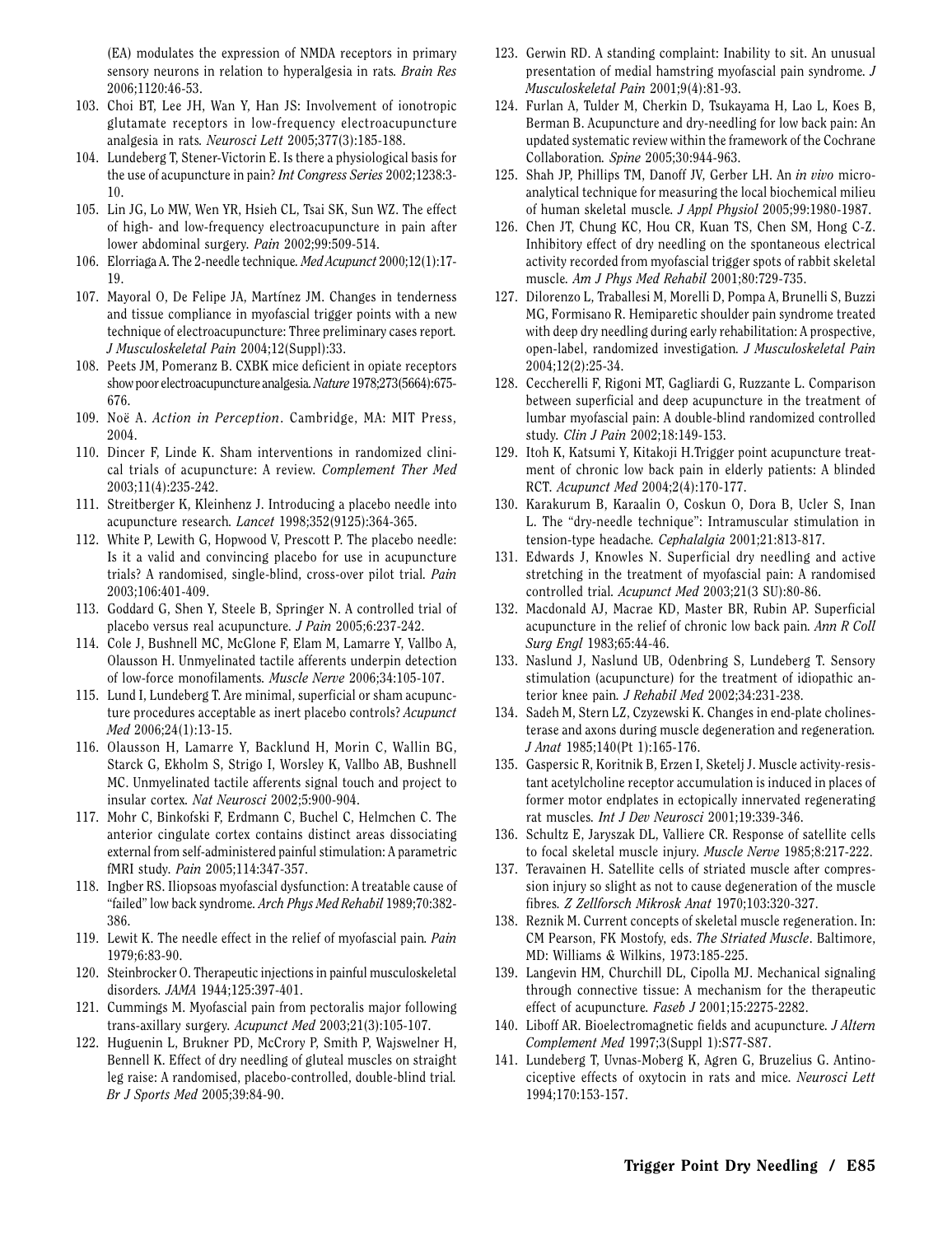(EA) modulates the expression of NMDA receptors in primary sensory neurons in relation to hyperalgesia in rats. *Brain Res* 2006;1120:46-53.

103. Choi BT, Lee JH, Wan Y, Han JS: Involvement of ionotropic glutamate receptors in low-frequency electroacupuncture analgesia in rats. *Neurosci Lett* 2005;377(3):185-188.
104. Lundeberg T, Stener-Victorin E. Is there a physiological basis for the use of acupuncture in pain? *Int Congress Series* 2002;1238:3-10.
105. Lin JG, Lo MW, Wen YR, Hsieh CL, Tsai SK, Sun WZ. The effect of high- and low-frequency electroacupuncture in pain after lower abdominal surgery. *Pain* 2002;99:509-514.
106. Elorriaga A. The 2-needle technique. *Med Acupunct* 2000;12(1):17-19.
107. Mayoral O, De Felipe JA, Martínez JM. Changes in tenderness and tissue compliance in myofascial trigger points with a new technique of electroacupuncture: Three preliminary cases report. *J Musculoskeletal Pain* 2004;12(Suppl):33.
108. Peets JM, Pomeranz B. CXBK mice deficient in opiate receptors show poor electroacupuncture analgesia. *Nature* 1978;273(5664):675-676.
109. Noë A. *Action in Perception*. Cambridge, MA: MIT Press, 2004.
110. Dincer F, Linde K. Sham interventions in randomized clinical trials of acupuncture: A review. *Complement Ther Med* 2003;11(4):235-242.
111. Streitberger K, Kleinhenz J. Introducing a placebo needle into acupuncture research. *Lancet* 1998;352(9125):364-365.
112. White P, Lewith G, Hopwood V, Prescott P. The placebo needle: Is it a valid and convincing placebo for use in acupuncture trials? A randomised, single-blind, cross-over pilot trial. *Pain* 2003;106:401-409.
113. Goddard G, Shen Y, Steele B, Springer N. A controlled trial of placebo versus real acupuncture. *J Pain* 2005;6:237-242.
114. Cole J, Bushnell MC, McGlone F, Elam M, Lamarre Y, Vallbo A, Olausson H. Unmyelinated tactile afferents underpin detection of low-force monofilaments. *Muscle Nerve* 2006;34:105-107.
115. Lund I, Lundeberg T. Are minimal, superficial or sham acupuncture procedures acceptable as inert placebo controls? *Acupunct Med* 2006;24(1):13-15.
116. Olausson H, Lamarre Y, Backlund H, Morin C, Wallin BG, Starck G, Ekholm S, Strigo I, Worsley K, Vallbo AB, Bushnell MC. Unmyelinated tactile afferents signal touch and project to insular cortex. *Nat Neurosci* 2002;5:900-904.
117. Mohr C, Binkofski F, Erdmann C, Buchel C, Helmchen C. The anterior cingulate cortex contains distinct areas dissociating external from self-administered painful stimulation: A parametric fMRI study. *Pain* 2005;114:347-357.
118. Ingber RS. Iliopsoas myofascial dysfunction: A treatable cause of "failed" low back syndrome. *Arch Phys Med Rehabil* 1989;70:382-386.
119. Lewit K. The needle effect in the relief of myofascial pain. *Pain* 1979;6:83-90.
120. Steinbrocker O. Therapeutic injections in painful musculoskeletal disorders. *JAMA* 1944;125:397-401.
121. Cummings M. Myofascial pain from pectoralis major following trans-axillary surgery. *Acupunct Med* 2003;21(3):105-107.
122. Huguenin L, Brukner PD, McCrory P, Smith P, Wajswelner H, Bennell K. Effect of dry needling of gluteal muscles on straight leg raise: A randomised, placebo-controlled, double-blind trial. *Br J Sports Med* 2005;39:84-90.
123. Gerwin RD. A standing complaint: Inability to sit. An unusual presentation of medial hamstring myofascial pain syndrome. *J Musculoskeletal Pain* 2001;9(4):81-93.
124. Furlan A, Tulder M, Cherkin D, Tsukayama H, Lao L, Koes B, Berman B. Acupuncture and dry-needling for low back pain: An updated systematic review within the framework of the Cochrane Collaboration. *Spine* 2005;30:944-963.
125. Shah JP, Phillips TM, Danoff JV, Gerber LH. An *in vivo* microanalytical technique for measuring the local biochemical milieu of human skeletal muscle. *J Appl Physiol* 2005;99:1980-1987.
126. Chen JT, Chung KC, Hou CR, Kuan TS, Chen SM, Hong C-Z. Inhibitory effect of dry needling on the spontaneous electrical activity recorded from myofascial trigger spots of rabbit skeletal muscle. *Am J Phys Med Rehabil* 2001;80:729-735.
127. Dilorenzo L, Traballesi M, Morelli D, Pompa A, Brunelli S, Buzzi MG, Formisano R. Hemiparetic shoulder pain syndrome treated with deep dry needling during early rehabilitation: A prospective, open-label, randomized investigation. *J Musculoskeletal Pain* 2004;12(2):25-34.
128. Ceccherelli F, Rigoni MT, Gagliardi G, Ruzzante L. Comparison between superficial and deep acupuncture in the treatment of lumbar myofascial pain: A double-blind randomized controlled study. *Clin J Pain* 2002;18:149-153.
129. Itoh K, Katsumi Y, Kitakoji H.Trigger point acupuncture treatment of chronic low back pain in elderly patients: A blinded RCT. *Acupunct Med* 2004;2(4):170-177.
130. Karakurum B, Karaalin O, Coskun O, Dora B, Ucler S, Inan L. The "dry-needle technique": Intramuscular stimulation in tension-type headache. *Cephalalgia* 2001;21:813-817.
131. Edwards J, Knowles N. Superficial dry needling and active stretching in the treatment of myofascial pain: A randomised controlled trial. *Acupunct Med* 2003;21(3 SU):80-86.
132. Macdonald AJ, Macrae KD, Master BR, Rubin AP. Superficial acupuncture in the relief of chronic low back pain. *Ann R Coll Surg Engl* 1983;65:44-46.
133. Naslund J, Naslund UB, Odenbring S, Lundeberg T. Sensory stimulation (acupuncture) for the treatment of idiopathic anterior knee pain. *J Rehabil Med* 2002;34:231-238.
134. Sadeh M, Stern LZ, Czyzewski K. Changes in end-plate cholinesterase and axons during muscle degeneration and regeneration. *J Anat* 1985;140(Pt 1):165-176.
135. Gaspersic R, Koritnik B, Erzen I, Sketelj J. Muscle activity-resistant acetylcholine receptor accumulation is induced in places of former motor endplates in ectopically innervated regenerating rat muscles. *Int J Dev Neurosci* 2001;19:339-346.
136. Schultz E, Jaryszak DL, Valliere CR. Response of satellite cells to focal skeletal muscle injury. *Muscle Nerve* 1985;8:217-222.
137. Teravainen H. Satellite cells of striated muscle after compression injury so slight as not to cause degeneration of the muscle fibres. *Z Zellforsch Mikrosk Anat* 1970;103:320-327.
138. Reznik M. Current concepts of skeletal muscle regeneration. In: CM Pearson, FK Mostofy, eds. *The Striated Muscle*. Baltimore, MD: Williams & Wilkins, 1973:185-225.
139. Langevin HM, Churchill DL, Cipolla MJ. Mechanical signaling through connective tissue: A mechanism for the therapeutic effect of acupuncture. *Faseb J* 2001;15:2275-2282.
140. Liboff AR. Bioelectromagnetic fields and acupuncture. *J Altern Complement Med* 1997;3(Suppl 1):S77-S87.
141. Lundeberg T, Uvnas-Moberg K, Agren G, Bruzelius G. Antinociceptive effects of oxytocin in rats and mice. *Neurosci Lett* 1994;170:153-157.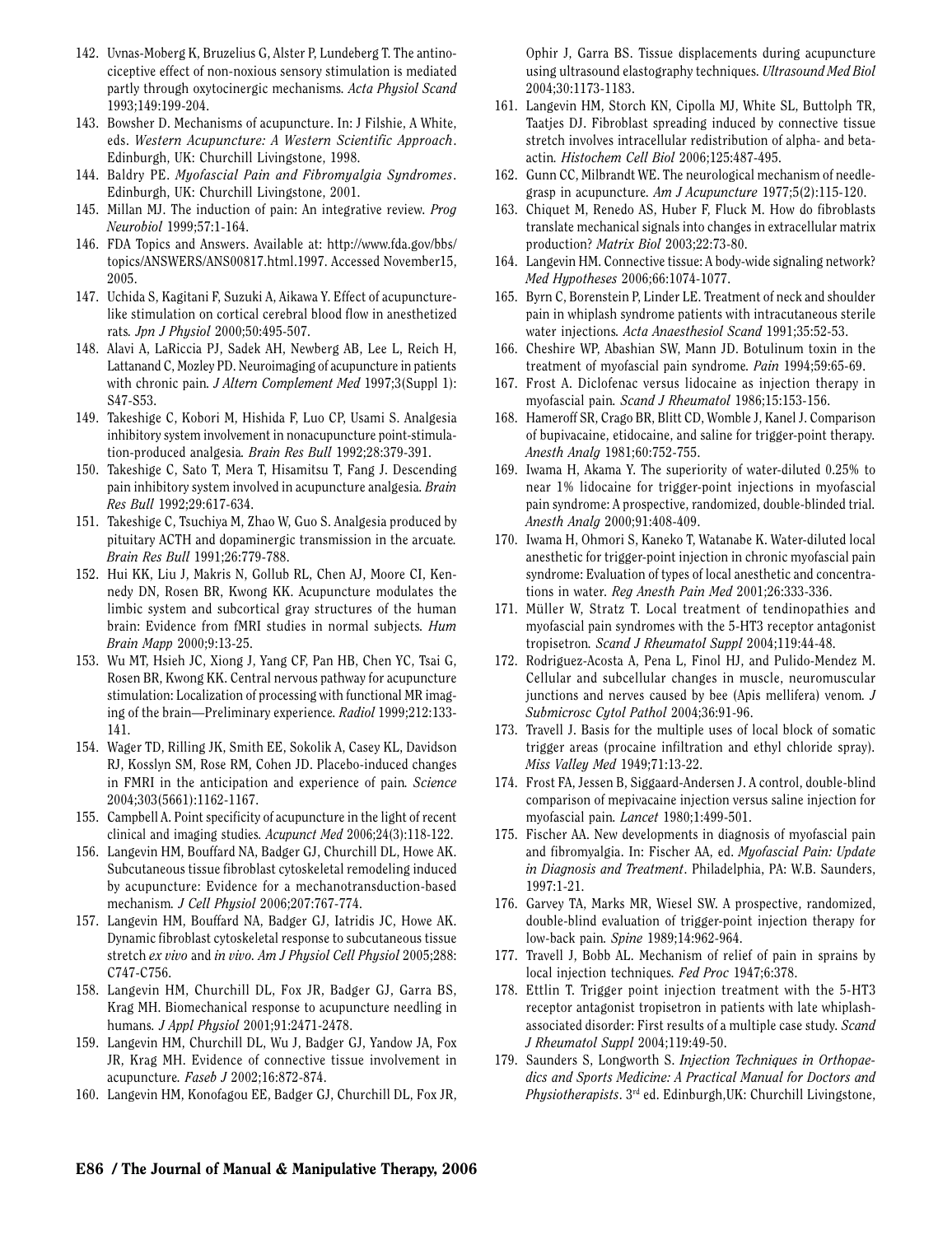142. Uvnas-Moberg K, Bruzelius G, Alster P, Lundeberg T. The antinociceptive effect of non-noxious sensory stimulation is mediated partly through oxytocinergic mechanisms. *Acta Physiol Scand* 1993;149:199-204.
143. Bowsher D. Mechanisms of acupuncture. In: J Filshie, A White, eds. *Western Acupuncture: A Western Scientific Approach*. Edinburgh, UK: Churchill Livingstone, 1998.
144. Baldry PE. *Myofascial Pain and Fibromyalgia Syndromes*. Edinburgh, UK: Churchill Livingstone, 2001.
145. Millan MJ. The induction of pain: An integrative review. *Prog Neurobiol* 1999;57:1-164.
146. FDA Topics and Answers. Available at: http://www.fda.gov/bbs/topics/ANSWERS/ANS00817.html.1997. Accessed November15, 2005.
147. Uchida S, Kagitani F, Suzuki A, Aikawa Y. Effect of acupuncture-like stimulation on cortical cerebral blood flow in anesthetized rats. *Jpn J Physiol* 2000;50:495-507.
148. Alavi A, LaRiccia PJ, Sadek AH, Newberg AB, Lee L, Reich H, Lattanand C, Mozley PD. Neuroimaging of acupuncture in patients with chronic pain. *J Altern Complement Med* 1997;3(Suppl 1): S47-S53.
149. Takeshige C, Kobori M, Hishida F, Luo CP, Usami S. Analgesia inhibitory system involvement in nonacupuncture point-stimulation-produced analgesia. *Brain Res Bull* 1992;28:379-391.
150. Takeshige C, Sato T, Mera T, Hisamitsu T, Fang J. Descending pain inhibitory system involved in acupuncture analgesia. *Brain Res Bull* 1992;29:617-634.
151. Takeshige C, Tsuchiya M, Zhao W, Guo S. Analgesia produced by pituitary ACTH and dopaminergic transmission in the arcuate. *Brain Res Bull* 1991;26:779-788.
152. Hui KK, Liu J, Makris N, Gollub RL, Chen AJ, Moore CI, Kennedy DN, Rosen BR, Kwong KK. Acupuncture modulates the limbic system and subcortical gray structures of the human brain: Evidence from fMRI studies in normal subjects. *Hum Brain Mapp* 2000;9:13-25.
153. Wu MT, Hsieh JC, Xiong J, Yang CF, Pan HB, Chen YC, Tsai G, Rosen BR, Kwong KK. Central nervous pathway for acupuncture stimulation: Localization of processing with functional MR imaging of the brain—Preliminary experience. *Radiol* 1999;212:133-141.
154. Wager TD, Rilling JK, Smith EE, Sokolik A, Casey KL, Davidson RJ, Kosslyn SM, Rose RM, Cohen JD. Placebo-induced changes in FMRI in the anticipation and experience of pain. *Science* 2004;303(5661):1162-1167.
155. Campbell A. Point specificity of acupuncture in the light of recent clinical and imaging studies. *Acupunct Med* 2006;24(3):118-122.
156. Langevin HM, Bouffard NA, Badger GJ, Churchill DL, Howe AK. Subcutaneous tissue fibroblast cytoskeletal remodeling induced by acupuncture: Evidence for a mechanotransduction-based mechanism. *J Cell Physiol* 2006;207:767-774.
157. Langevin HM, Bouffard NA, Badger GJ, Iatridis JC, Howe AK. Dynamic fibroblast cytoskeletal response to subcutaneous tissue stretch *ex vivo* and *in vivo*. *Am J Physiol Cell Physiol* 2005;288: C747-C756.
158. Langevin HM, Churchill DL, Fox JR, Badger GJ, Garra BS, Krag MH. Biomechanical response to acupuncture needling in humans. *J Appl Physiol* 2001;91:2471-2478.
159. Langevin HM, Churchill DL, Wu J, Badger GJ, Yandow JA, Fox JR, Krag MH. Evidence of connective tissue involvement in acupuncture. *Faseb J* 2002;16:872-874.
160. Langevin HM, Konofagou EE, Badger GJ, Churchill DL, Fox JR, Ophir J, Garra BS. Tissue displacements during acupuncture using ultrasound elastography techniques. *Ultrasound Med Biol* 2004;30:1173-1183.
161. Langevin HM, Storch KN, Cipolla MJ, White SL, Buttolph TR, Taatjes DJ. Fibroblast spreading induced by connective tissue stretch involves intracellular redistribution of alpha- and beta-actin. *Histochem Cell Biol* 2006;125:487-495.
162. Gunn CC, Milbrandt WE. The neurological mechanism of needle-grasp in acupuncture. *Am J Acupuncture* 1977;5(2):115-120.
163. Chiquet M, Renedo AS, Huber F, Fluck M. How do fibroblasts translate mechanical signals into changes in extracellular matrix production? *Matrix Biol* 2003;22:73-80.
164. Langevin HM. Connective tissue: A body-wide signaling network? *Med Hypotheses* 2006;66:1074-1077.
165. Byrn C, Borenstein P, Linder LE. Treatment of neck and shoulder pain in whiplash syndrome patients with intracutaneous sterile water injections. *Acta Anaesthesiol Scand* 1991;35:52-53.
166. Cheshire WP, Abashian SW, Mann JD. Botulinum toxin in the treatment of myofascial pain syndrome. *Pain* 1994;59:65-69.
167. Frost A. Diclofenac versus lidocaine as injection therapy in myofascial pain. *Scand J Rheumatol* 1986;15:153-156.
168. Hameroff SR, Crago BR, Blitt CD, Womble J, Kanel J. Comparison of bupivacaine, etidocaine, and saline for trigger-point therapy. *Anesth Analg* 1981;60:752-755.
169. Iwama H, Akama Y. The superiority of water-diluted 0.25% to near 1% lidocaine for trigger-point injections in myofascial pain syndrome: A prospective, randomized, double-blinded trial. *Anesth Analg* 2000;91:408-409.
170. Iwama H, Ohmori S, Kaneko T, Watanabe K. Water-diluted local anesthetic for trigger-point injection in chronic myofascial pain syndrome: Evaluation of types of local anesthetic and concentrations in water. *Reg Anesth Pain Med* 2001;26:333-336.
171. Müller W, Stratz T. Local treatment of tendinopathies and myofascial pain syndromes with the 5-HT3 receptor antagonist tropisetron. *Scand J Rheumatol Suppl* 2004;119:44-48.
172. Rodriguez-Acosta A, Pena L, Finol HJ, and Pulido-Mendez M. Cellular and subcellular changes in muscle, neuromuscular junctions and nerves caused by bee (Apis mellifera) venom. *J Submicrosc Cytol Pathol* 2004;36:91-96.
173. Travell J. Basis for the multiple uses of local block of somatic trigger areas (procaine infiltration and ethyl chloride spray). *Miss Valley Med* 1949;71:13-22.
174. Frost FA, Jessen B, Siggaard-Andersen J. A control, double-blind comparison of mepivacaine injection versus saline injection for myofascial pain. *Lancet* 1980;1:499-501.
175. Fischer AA. New developments in diagnosis of myofascial pain and fibromyalgia. In: Fischer AA, ed. *Myofascial Pain: Update in Diagnosis and Treatment*. Philadelphia, PA: W.B. Saunders, 1997:1-21.
176. Garvey TA, Marks MR, Wiesel SW. A prospective, randomized, double-blind evaluation of trigger-point injection therapy for low-back pain. *Spine* 1989;14:962-964.
177. Travell J, Bobb AL. Mechanism of relief of pain in sprains by local injection techniques. *Fed Proc* 1947;6:378.
178. Ettlin T. Trigger point injection treatment with the 5-HT3 receptor antagonist tropisetron in patients with late whiplash-associated disorder: First results of a multiple case study. *Scand J Rheumatol Suppl* 2004;119:49-50.
179. Saunders S, Longworth S. *Injection Techniques in Orthopaedics and Sports Medicine: A Practical Manual for Doctors and Physiotherapists*. 3rd ed. Edinburgh,UK: Churchill Livingstone,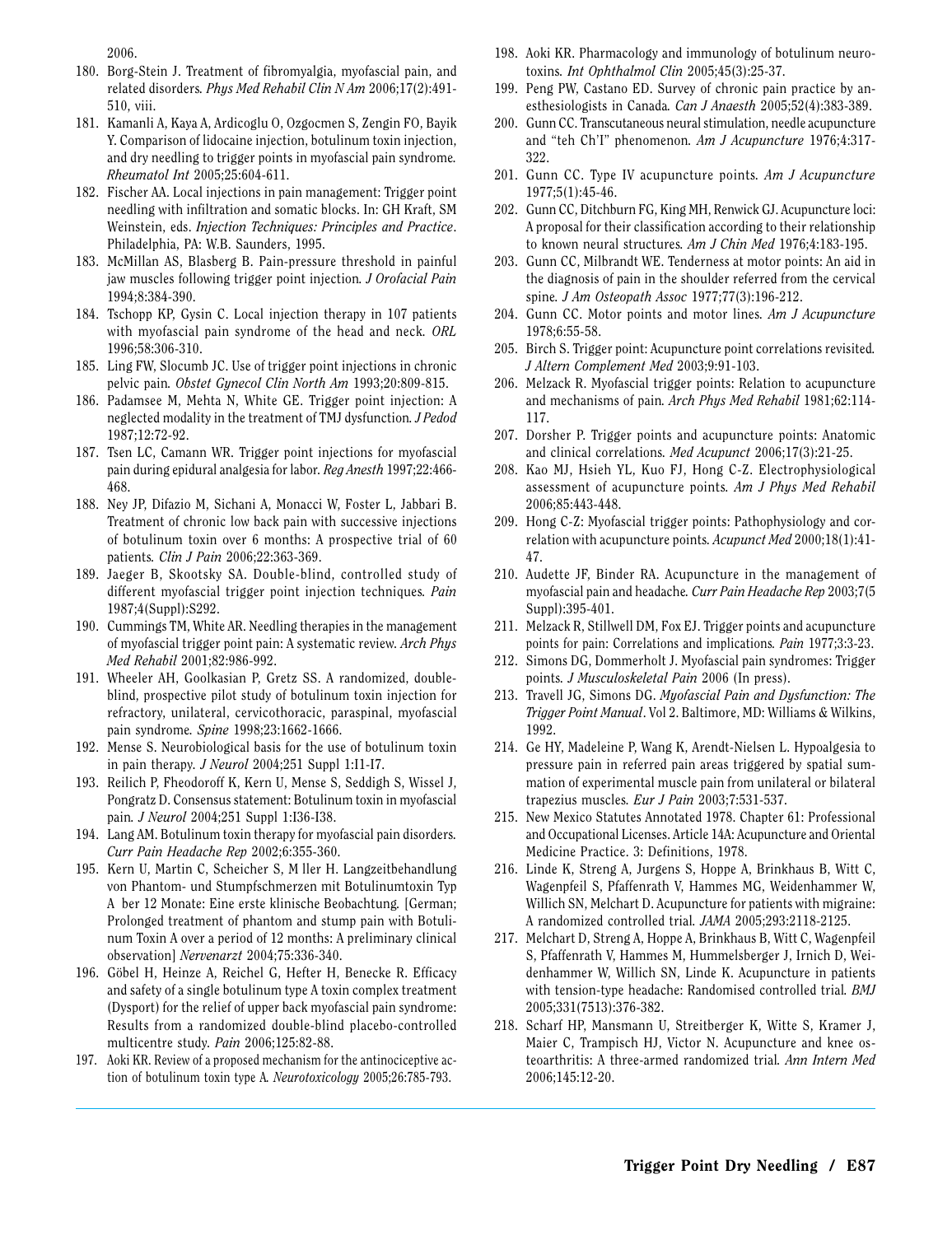2006.

180. Borg-Stein J. Treatment of fibromyalgia, myofascial pain, and related disorders. *Phys Med Rehabil Clin N Am* 2006;17(2):491-510, viii.
181. Kamanli A, Kaya A, Ardicoglu O, Ozgocmen S, Zengin FO, Bayik Y. Comparison of lidocaine injection, botulinum toxin injection, and dry needling to trigger points in myofascial pain syndrome. *Rheumatol Int* 2005;25:604-611.
182. Fischer AA. Local injections in pain management: Trigger point needling with infiltration and somatic blocks. In: GH Kraft, SM Weinstein, eds. *Injection Techniques: Principles and Practice*. Philadelphia, PA: W.B. Saunders, 1995.
183. McMillan AS, Blasberg B. Pain-pressure threshold in painful jaw muscles following trigger point injection. *J Orofacial Pain* 1994;8:384-390.
184. Tschopp KP, Gysin C. Local injection therapy in 107 patients with myofascial pain syndrome of the head and neck. *ORL* 1996;58:306-310.
185. Ling FW, Slocumb JC. Use of trigger point injections in chronic pelvic pain. *Obstet Gynecol Clin North Am* 1993;20:809-815.
186. Padamsee M, Mehta N, White GE. Trigger point injection: A neglected modality in the treatment of TMJ dysfunction. *J Pedod* 1987;12:72-92.
187. Tsen LC, Camann WR. Trigger point injections for myofascial pain during epidural analgesia for labor. *Reg Anesth* 1997;22:466-468.
188. Ney JP, Difazio M, Sichani A, Monacci W, Foster L, Jabbari B. Treatment of chronic low back pain with successive injections of botulinum toxin over 6 months: A prospective trial of 60 patients. *Clin J Pain* 2006;22:363-369.
189. Jaeger B, Skootsky SA. Double-blind, controlled study of different myofascial trigger point injection techniques. *Pain* 1987;4(Suppl):S292.
190. Cummings TM, White AR. Needling therapies in the management of myofascial trigger point pain: A systematic review. *Arch Phys Med Rehabil* 2001;82:986-992.
191. Wheeler AH, Goolkasian P, Gretz SS. A randomized, double-blind, prospective pilot study of botulinum toxin injection for refractory, unilateral, cervicothoracic, paraspinal, myofascial pain syndrome. *Spine* 1998;23:1662-1666.
192. Mense S. Neurobiological basis for the use of botulinum toxin in pain therapy. *J Neurol* 2004;251 Suppl 1:I1-I7.
193. Reilich P, Fheodoroff K, Kern U, Mense S, Seddigh S, Wissel J, Pongratz D. Consensus statement: Botulinum toxin in myofascial pain. *J Neurol* 2004;251 Suppl 1:I36-I38.
194. Lang AM. Botulinum toxin therapy for myofascial pain disorders. *Curr Pain Headache Rep* 2002;6:355-360.
195. Kern U, Martin C, Scheicher S, M ller H. Langzeitbehandlung von Phantom- und Stumpfschmerzen mit Botulinumtoxin Typ A ber 12 Monate: Eine erste klinische Beobachtung. [German; Prolonged treatment of phantom and stump pain with Botulinum Toxin A over a period of 12 months: A preliminary clinical observation] *Nervenarzt* 2004;75:336-340.
196. Göbel H, Heinze A, Reichel G, Hefter H, Benecke R. Efficacy and safety of a single botulinum type A toxin complex treatment (Dysport) for the relief of upper back myofascial pain syndrome: Results from a randomized double-blind placebo-controlled multicentre study. *Pain* 2006;125:82-88.
197. Aoki KR. Review of a proposed mechanism for the antinociceptive action of botulinum toxin type A. *Neurotoxicology* 2005;26:785-793.
198. Aoki KR. Pharmacology and immunology of botulinum neurotoxins. *Int Ophthalmol Clin* 2005;45(3):25-37.
199. Peng PW, Castano ED. Survey of chronic pain practice by anesthesiologists in Canada. *Can J Anaesth* 2005;52(4):383-389.
200. Gunn CC. Transcutaneous neural stimulation, needle acupuncture and "teh Ch'I" phenomenon. *Am J Acupuncture* 1976;4:317-322.
201. Gunn CC. Type IV acupuncture points. *Am J Acupuncture* 1977;5(1):45-46.
202. Gunn CC, Ditchburn FG, King MH, Renwick GJ. Acupuncture loci: A proposal for their classification according to their relationship to known neural structures. *Am J Chin Med* 1976;4:183-195.
203. Gunn CC, Milbrandt WE. Tenderness at motor points: An aid in the diagnosis of pain in the shoulder referred from the cervical spine. *J Am Osteopath Assoc* 1977;77(3):196-212.
204. Gunn CC. Motor points and motor lines. *Am J Acupuncture* 1978;6:55-58.
205. Birch S. Trigger point: Acupuncture point correlations revisited. *J Altern Complement Med* 2003;9:91-103.
206. Melzack R. Myofascial trigger points: Relation to acupuncture and mechanisms of pain. *Arch Phys Med Rehabil* 1981;62:114-117.
207. Dorsher P. Trigger points and acupuncture points: Anatomic and clinical correlations. *Med Acupunct* 2006;17(3):21-25.
208. Kao MJ, Hsieh YL, Kuo FJ, Hong C-Z. Electrophysiological assessment of acupuncture points. *Am J Phys Med Rehabil* 2006;85:443-448.
209. Hong C-Z: Myofascial trigger points: Pathophysiology and correlation with acupuncture points. *Acupunct Med* 2000;18(1):41-47.
210. Audette JF, Binder RA. Acupuncture in the management of myofascial pain and headache. *Curr Pain Headache Rep* 2003;7(5 Suppl):395-401.
211. Melzack R, Stillwell DM, Fox EJ. Trigger points and acupuncture points for pain: Correlations and implications. *Pain* 1977;3:3-23.
212. Simons DG, Dommerholt J. Myofascial pain syndromes: Trigger points. *J Musculoskeletal Pain* 2006 (In press).
213. Travell JG, Simons DG. *Myofascial Pain and Dysfunction: The Trigger Point Manual*. Vol 2. Baltimore, MD: Williams & Wilkins, 1992.
214. Ge HY, Madeleine P, Wang K, Arendt-Nielsen L. Hypoalgesia to pressure pain in referred pain areas triggered by spatial summation of experimental muscle pain from unilateral or bilateral trapezius muscles. *Eur J Pain* 2003;7:531-537.
215. New Mexico Statutes Annotated 1978. Chapter 61: Professional and Occupational Licenses. Article 14A: Acupuncture and Oriental Medicine Practice. 3: Definitions, 1978.
216. Linde K, Streng A, Jurgens S, Hoppe A, Brinkhaus B, Witt C, Wagenpfeil S, Pfaffenrath V, Hammes MG, Weidenhammer W, Willich SN, Melchart D. Acupuncture for patients with migraine: A randomized controlled trial. *JAMA* 2005;293:2118-2125.
217. Melchart D, Streng A, Hoppe A, Brinkhaus B, Witt C, Wagenpfeil S, Pfaffenrath V, Hammes M, Hummelsberger J, Irnich D, Weidenhammer W, Willich SN, Linde K. Acupuncture in patients with tension-type headache: Randomised controlled trial. *BMJ* 2005;331(7513):376-382.
218. Scharf HP, Mansmann U, Streitberger K, Witte S, Kramer J, Maier C, Trampisch HJ, Victor N. Acupuncture and knee osteoarthritis: A three-armed randomized trial. *Ann Intern Med* 2006;145:12-20.